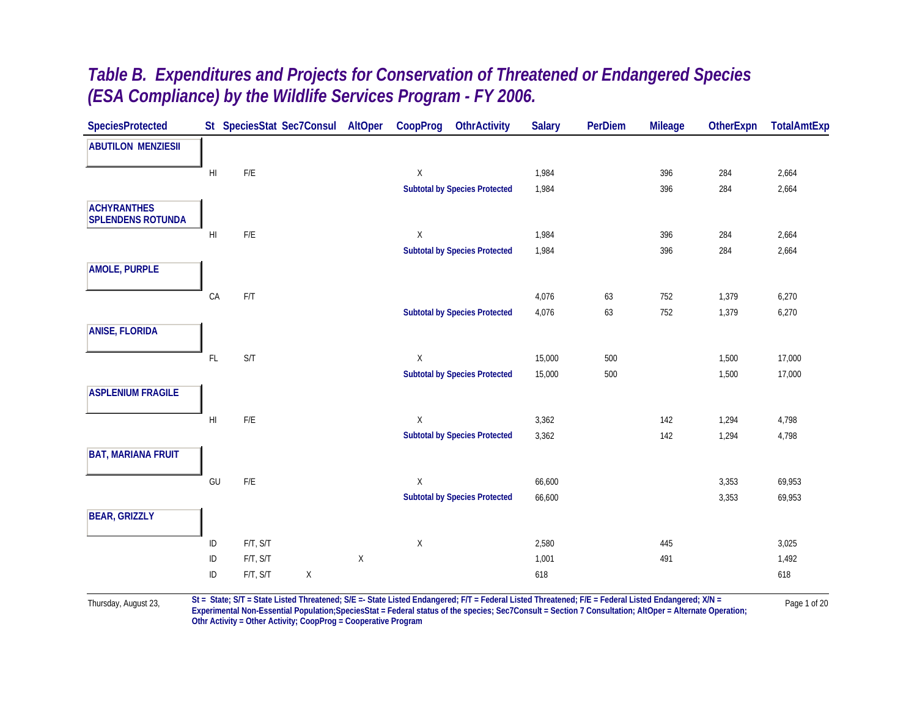# *Table B. Expenditures and Projects for Conservation of Threatened or Endangered Species (ESA Compliance) by the Wildlife Services Program - FY 2006.*

| SpeciesProtected | St | SpeciesStat | Sec7Consul | AltOper | CoopProg | OthrActivity | Salary | PerDiem | Mileage | OtherExpn | TotalAmtExp |
|---|---|---|---|---|---|---|---|---|---|---|---|
| **ABUTILON MENZIESII** | | | | | | | | | | | |
| | HI | F/E | | | X | | 1,984 | | 396 | 284 | 2,664 |
| | | | | | **Subtotal by Species Protected** | | 1,984 | | 396 | 284 | 2,664 |
| **ACHYRANTHES SPLENDENS ROTUNDA** | | | | | | | | | | | |
| | HI | F/E | | | X | | 1,984 | | 396 | 284 | 2,664 |
| | | | | | **Subtotal by Species Protected** | | 1,984 | | 396 | 284 | 2,664 |
| **AMOLE, PURPLE** | | | | | | | | | | | |
| | CA | F/T | | | | | 4,076 | 63 | 752 | 1,379 | 6,270 |
| | | | | | **Subtotal by Species Protected** | | 4,076 | 63 | 752 | 1,379 | 6,270 |
| **ANISE, FLORIDA** | | | | | | | | | | | |
| | FL | S/T | | | X | | 15,000 | 500 | | 1,500 | 17,000 |
| | | | | | **Subtotal by Species Protected** | | 15,000 | 500 | | 1,500 | 17,000 |
| **ASPLENIUM FRAGILE** | | | | | | | | | | | |
| | HI | F/E | | | X | | 3,362 | | 142 | 1,294 | 4,798 |
| | | | | | **Subtotal by Species Protected** | | 3,362 | | 142 | 1,294 | 4,798 |
| **BAT, MARIANA FRUIT** | | | | | | | | | | | |
| | GU | F/E | | | X | | 66,600 | | | 3,353 | 69,953 |
| | | | | | **Subtotal by Species Protected** | | 66,600 | | | 3,353 | 69,953 |
| **BEAR, GRIZZLY** | | | | | | | | | | | |
| | ID | F/T, S/T | | | X | | 2,580 | | 445 | | 3,025 |
| | ID | F/T, S/T | | X | | | 1,001 | | 491 | | 1,492 |
| | ID | F/T, S/T | X | | | | 618 | | | | 618 |

Thursday, August 23,

**St = State; S/T = State Listed Threatened; S/E =- State Listed Endangered; F/T = Federal Listed Threatened; F/E = Federal Listed Endangered; X/N = Experimental Non-Essential Population;SpeciesStat = Federal status of the species; Sec7Consult = Section 7 Consultation; AltOper = Alternate Operation; Othr Activity = Other Activity; CoopProg = Cooperative Program**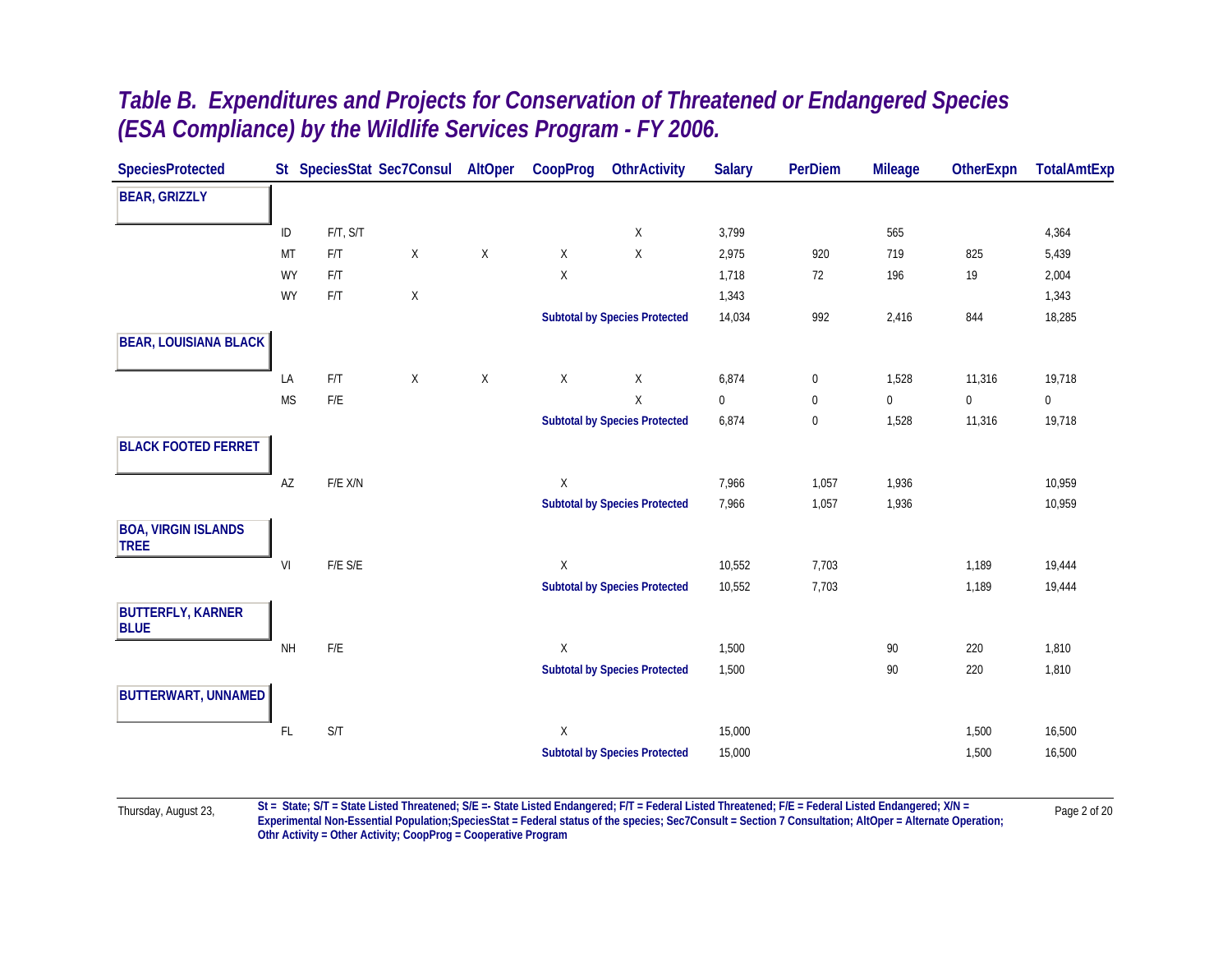# *Table B. Expenditures and Projects for Conservation of Threatened or Endangered Species (ESA Compliance) by the Wildlife Services Program - FY 2006.*

| SpeciesProtected | St | SpeciesStat | Sec7Consul | AltOper | CoopProg | OthrActivity | Salary | PerDiem | Mileage | OtherExpn | TotalAmtExp |
|---|---|---|---|---|---|---|---|---|---|---|---|
| **BEAR, GRIZZLY** | | | | | | | | | | | |
| | ID | F/T, S/T | | | | X | 3,799 | | 565 | | 4,364 |
| | MT | F/T | X | X | X | X | 2,975 | 920 | 719 | 825 | 5,439 |
| | WY | F/T | | | X | | 1,718 | 72 | 196 | 19 | 2,004 |
| | WY | F/T | X | | | | 1,343 | | | | 1,343 |
| | | | | | **Subtotal by Species Protected** | | 14,034 | 992 | 2,416 | 844 | 18,285 |
| **BEAR, LOUISIANA BLACK** | | | | | | | | | | | |
| | LA | F/T | X | X | X | X | 6,874 | 0 | 1,528 | 11,316 | 19,718 |
| | MS | F/E | | | | X | 0 | 0 | 0 | 0 | 0 |
| | | | | | **Subtotal by Species Protected** | | 6,874 | 0 | 1,528 | 11,316 | 19,718 |
| **BLACK FOOTED FERRET** | | | | | | | | | | | |
| | AZ | F/E X/N | | | X | | 7,966 | 1,057 | 1,936 | | 10,959 |
| | | | | | **Subtotal by Species Protected** | | 7,966 | 1,057 | 1,936 | | 10,959 |
| **BOA, VIRGIN ISLANDS TREE** | | | | | | | | | | | |
| | VI | F/E S/E | | | X | | 10,552 | 7,703 | | 1,189 | 19,444 |
| | | | | | **Subtotal by Species Protected** | | 10,552 | 7,703 | | 1,189 | 19,444 |
| **BUTTERFLY, KARNER BLUE** | | | | | | | | | | | |
| | NH | F/E | | | X | | 1,500 | | 90 | 220 | 1,810 |
| | | | | | **Subtotal by Species Protected** | | 1,500 | | 90 | 220 | 1,810 |
| **BUTTERWART, UNNAMED** | | | | | | | | | | | |
| | FL | S/T | | | X | | 15,000 | | | 1,500 | 16,500 |
| | | | | | **Subtotal by Species Protected** | | 15,000 | | | 1,500 | 16,500 |

Thursday, August 23,

**St = State; S/T = State Listed Threatened; S/E =- State Listed Endangered; F/T = Federal Listed Threatened; F/E = Federal Listed Endangered; X/N = Experimental Non-Essential Population;SpeciesStat = Federal status of the species; Sec7Consult = Section 7 Consultation; AltOper = Alternate Operation; Othr Activity = Other Activity; CoopProg = Cooperative Program**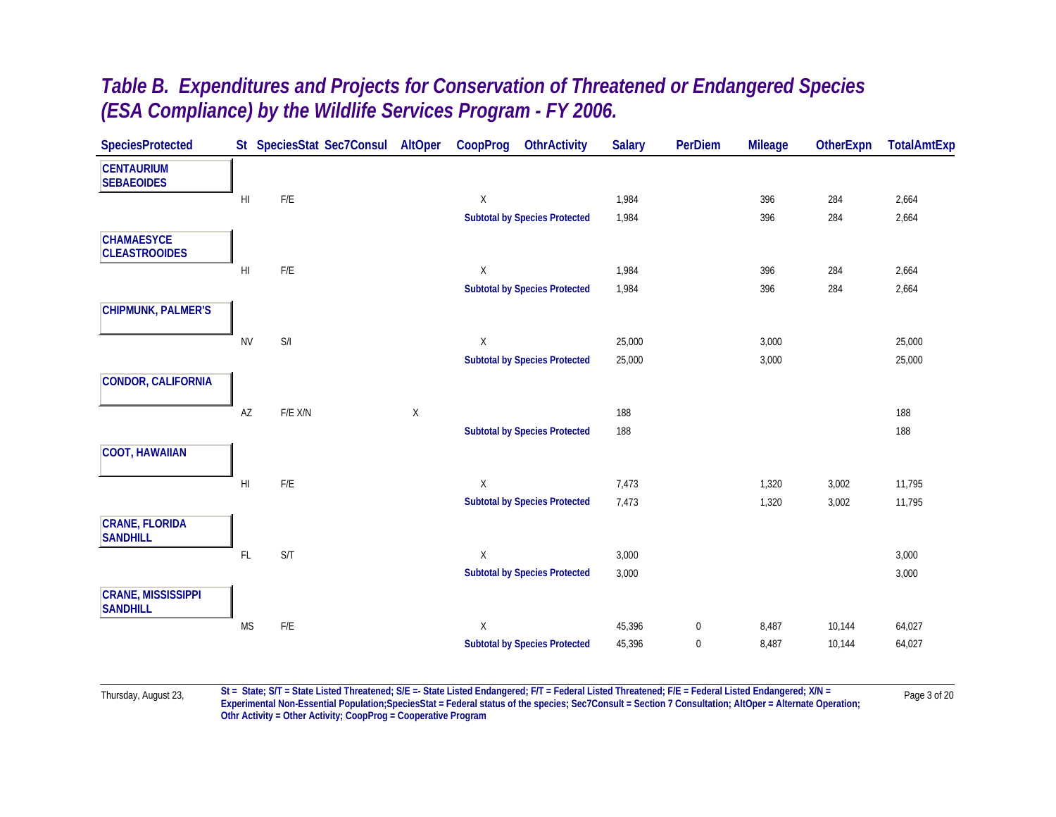# *Table B. Expenditures and Projects for Conservation of Threatened or Endangered Species (ESA Compliance) by the Wildlife Services Program - FY 2006.*

| SpeciesProtected | St | SpeciesStat | Sec7Consul | AltOper | CoopProg | OthrActivity | Salary | PerDiem | Mileage | OtherExpn | TotalAmtExp |
|---|---|---|---|---|---|---|---|---|---|---|---|
| **CENTAURIUM SEBAEOIDES** | | | | | | | | | | | |
| | HI | F/E | | | X | | 1,984 | | 396 | 284 | 2,664 |
| | | | | | **Subtotal by Species Protected** | | 1,984 | | 396 | 284 | 2,664 |
| **CHAMAESYCE CLEASTROOIDES** | | | | | | | | | | | |
| | HI | F/E | | | X | | 1,984 | | 396 | 284 | 2,664 |
| | | | | | **Subtotal by Species Protected** | | 1,984 | | 396 | 284 | 2,664 |
| **CHIPMUNK, PALMER'S** | | | | | | | | | | | |
| | NV | S/I | | | X | | 25,000 | | 3,000 | | 25,000 |
| | | | | | **Subtotal by Species Protected** | | 25,000 | | 3,000 | | 25,000 |
| **CONDOR, CALIFORNIA** | | | | | | | | | | | |
| | AZ | F/E X/N | | X | | | 188 | | | | 188 |
| | | | | | **Subtotal by Species Protected** | | 188 | | | | 188 |
| **COOT, HAWAIIAN** | | | | | | | | | | | |
| | HI | F/E | | | X | | 7,473 | | 1,320 | 3,002 | 11,795 |
| | | | | | **Subtotal by Species Protected** | | 7,473 | | 1,320 | 3,002 | 11,795 |
| **CRANE, FLORIDA SANDHILL** | | | | | | | | | | | |
| | FL | S/T | | | X | | 3,000 | | | | 3,000 |
| | | | | | **Subtotal by Species Protected** | | 3,000 | | | | 3,000 |
| **CRANE, MISSISSIPPI SANDHILL** | | | | | | | | | | | |
| | MS | F/E | | | X | | 45,396 | 0 | 8,487 | 10,144 | 64,027 |
| | | | | | **Subtotal by Species Protected** | | 45,396 | 0 | 8,487 | 10,144 | 64,027 |

Thursday, August 23,

**St = State; S/T = State Listed Threatened; S/E =- State Listed Endangered; F/T = Federal Listed Threatened; F/E = Federal Listed Endangered; X/N = Experimental Non-Essential Population;SpeciesStat = Federal status of the species; Sec7Consult = Section 7 Consultation; AltOper = Alternate Operation; Othr Activity = Other Activity; CoopProg = Cooperative Program**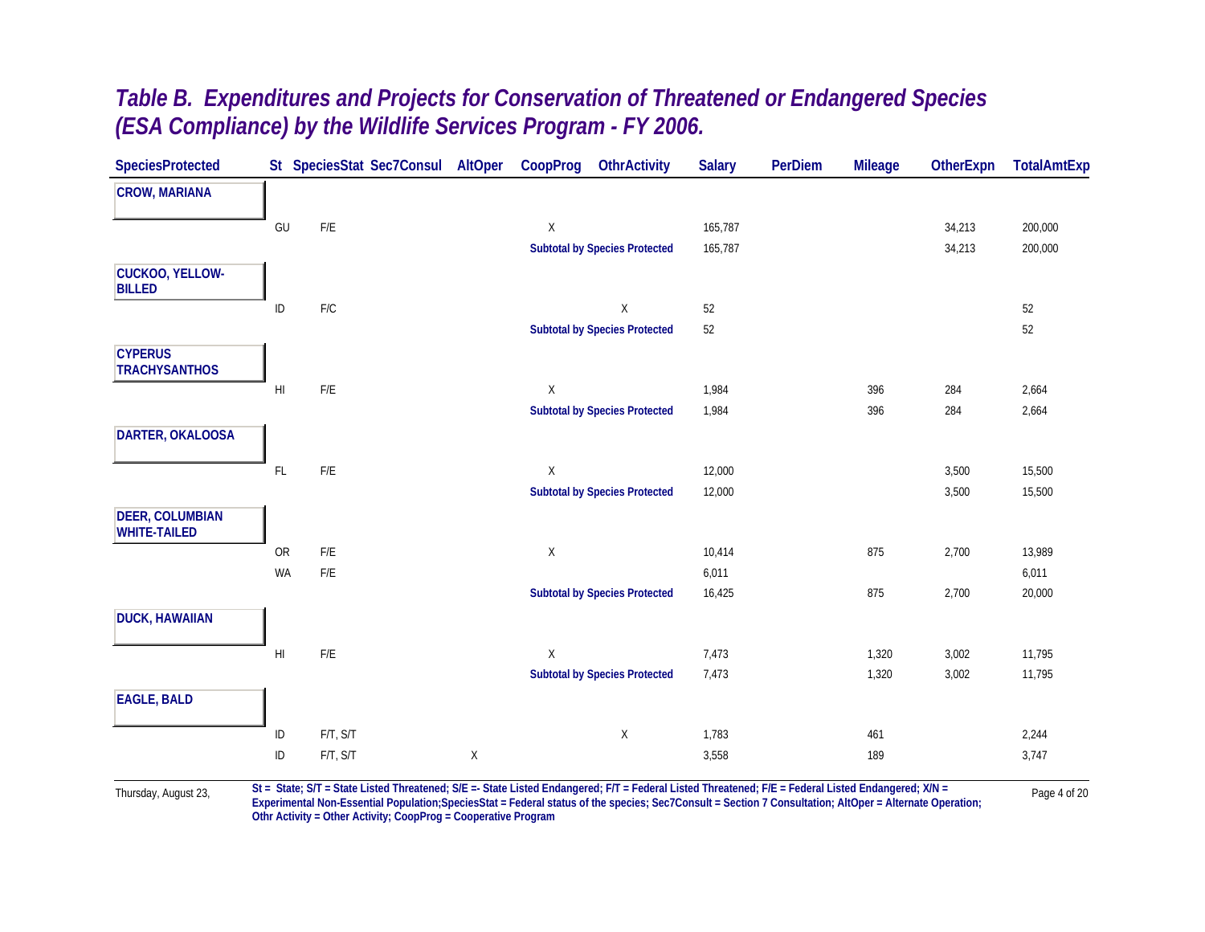# *Table B. Expenditures and Projects for Conservation of Threatened or Endangered Species (ESA Compliance) by the Wildlife Services Program - FY 2006.*

| SpeciesProtected | St | SpeciesStat | Sec7Consul | AltOper | CoopProg | OthrActivity | Salary | PerDiem | Mileage | OtherExpn | TotalAmtExp |
|---|---|---|---|---|---|---|---|---|---|---|---|
| **CROW, MARIANA** | | | | | | | | | | | |
| | GU | F/E | | | X | | 165,787 | | | 34,213 | 200,000 |
| | | | | | **Subtotal by Species Protected** | | 165,787 | | | 34,213 | 200,000 |
| **CUCKOO, YELLOW-BILLED** | | | | | | | | | | | |
| | ID | F/C | | | | X | 52 | | | | 52 |
| | | | | | **Subtotal by Species Protected** | | 52 | | | | 52 |
| **CYPERUS TRACHYSANTHOS** | | | | | | | | | | | |
| | HI | F/E | | | X | | 1,984 | | 396 | 284 | 2,664 |
| | | | | | **Subtotal by Species Protected** | | 1,984 | | 396 | 284 | 2,664 |
| **DARTER, OKALOOSA** | | | | | | | | | | | |
| | FL | F/E | | | X | | 12,000 | | | 3,500 | 15,500 |
| | | | | | **Subtotal by Species Protected** | | 12,000 | | | 3,500 | 15,500 |
| **DEER, COLUMBIAN WHITE-TAILED** | | | | | | | | | | | |
| | OR | F/E | | | X | | 10,414 | | 875 | 2,700 | 13,989 |
| | WA | F/E | | | | | 6,011 | | | | 6,011 |
| | | | | | **Subtotal by Species Protected** | | 16,425 | | 875 | 2,700 | 20,000 |
| **DUCK, HAWAIIAN** | | | | | | | | | | | |
| | HI | F/E | | | X | | 7,473 | | 1,320 | 3,002 | 11,795 |
| | | | | | **Subtotal by Species Protected** | | 7,473 | | 1,320 | 3,002 | 11,795 |
| **EAGLE, BALD** | | | | | | | | | | | |
| | ID | F/T, S/T | | | | X | 1,783 | | 461 | | 2,244 |
| | ID | F/T, S/T | | X | | | 3,558 | | 189 | | 3,747 |

**St = State; S/T = State Listed Threatened; S/E =- State Listed Endangered; F/T = Federal Listed Threatened; F/E = Federal Listed Endangered; X/N = Experimental Non-Essential Population;SpeciesStat = Federal status of the species; Sec7Consult = Section 7 Consultation; AltOper = Alternate Operation; Othr Activity = Other Activity; CoopProg = Cooperative Program**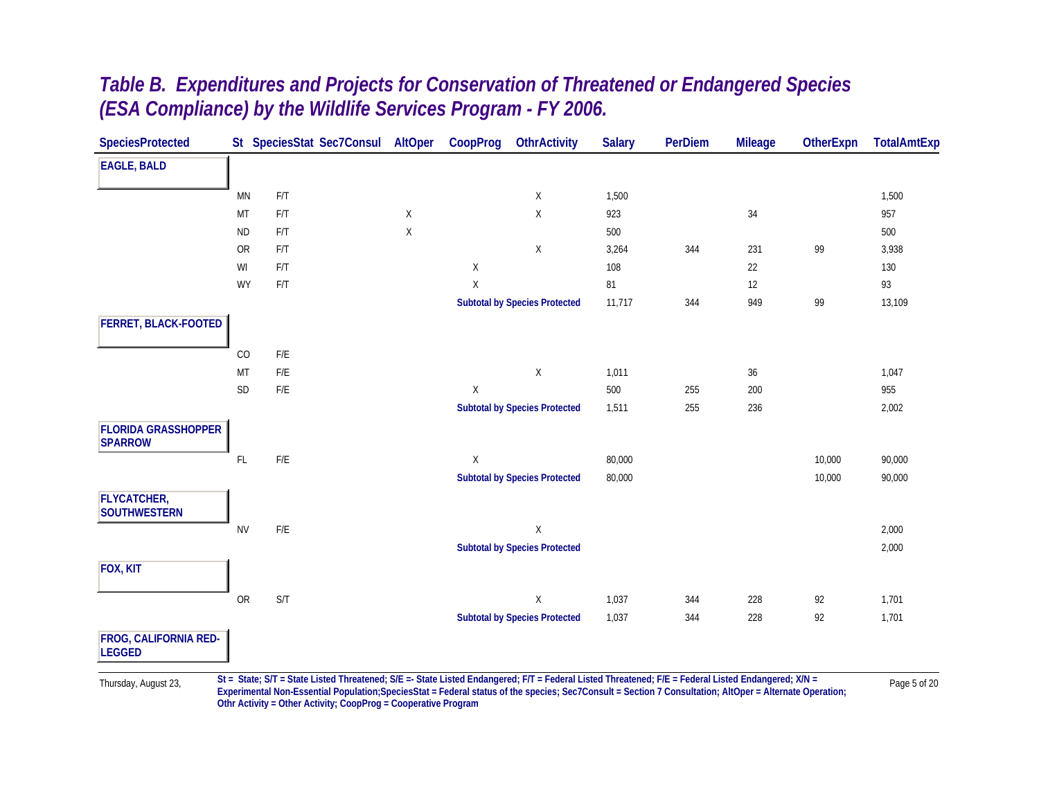# *Table B. Expenditures and Projects for Conservation of Threatened or Endangered Species (ESA Compliance) by the Wildlife Services Program - FY 2006.*

| SpeciesProtected | St | SpeciesStat | Sec7Consul | AltOper | CoopProg | OthrActivity | Salary | PerDiem | Mileage | OtherExpn | TotalAmtExp |
|---|---|---|---|---|---|---|---|---|---|---|---|
| **EAGLE, BALD** | | | | | | | | | | | |
| | MN | F/T | | | | X | 1,500 | | | | 1,500 |
| | MT | F/T | | X | | X | 923 | | 34 | | 957 |
| | ND | F/T | | X | | | 500 | | | | 500 |
| | OR | F/T | | | | X | 3,264 | 344 | 231 | 99 | 3,938 |
| | WI | F/T | | | X | | 108 | | 22 | | 130 |
| | WY | F/T | | | X | | 81 | | 12 | | 93 |
| | | | | | **Subtotal by Species Protected** | | 11,717 | 344 | 949 | 99 | 13,109 |
| **FERRET, BLACK-FOOTED** | | | | | | | | | | | |
| | CO | F/E | | | | | | | | | |
| | MT | F/E | | | | X | 1,011 | | 36 | | 1,047 |
| | SD | F/E | | | X | | 500 | 255 | 200 | | 955 |
| | | | | | **Subtotal by Species Protected** | | 1,511 | 255 | 236 | | 2,002 |
| **FLORIDA GRASSHOPPER SPARROW** | | | | | | | | | | | |
| | FL | F/E | | | X | | 80,000 | | | 10,000 | 90,000 |
| | | | | | **Subtotal by Species Protected** | | 80,000 | | | 10,000 | 90,000 |
| **FLYCATCHER, SOUTHWESTERN** | | | | | | | | | | | |
| | NV | F/E | | | | X | | | | | 2,000 |
| | | | | | **Subtotal by Species Protected** | | | | | | 2,000 |
| **FOX, KIT** | | | | | | | | | | | |
| | OR | S/T | | | | X | 1,037 | 344 | 228 | 92 | 1,701 |
| | | | | | **Subtotal by Species Protected** | | 1,037 | 344 | 228 | 92 | 1,701 |
| **FROG, CALIFORNIA RED-LEGGED** | | | | | | | | | | | |

Thursday, August 23,

**St = State; S/T = State Listed Threatened; S/E =- State Listed Endangered; F/T = Federal Listed Threatened; F/E = Federal Listed Endangered; X/N = Experimental Non-Essential Population;SpeciesStat = Federal status of the species; Sec7Consult = Section 7 Consultation; AltOper = Alternate Operation; Othr Activity = Other Activity; CoopProg = Cooperative Program**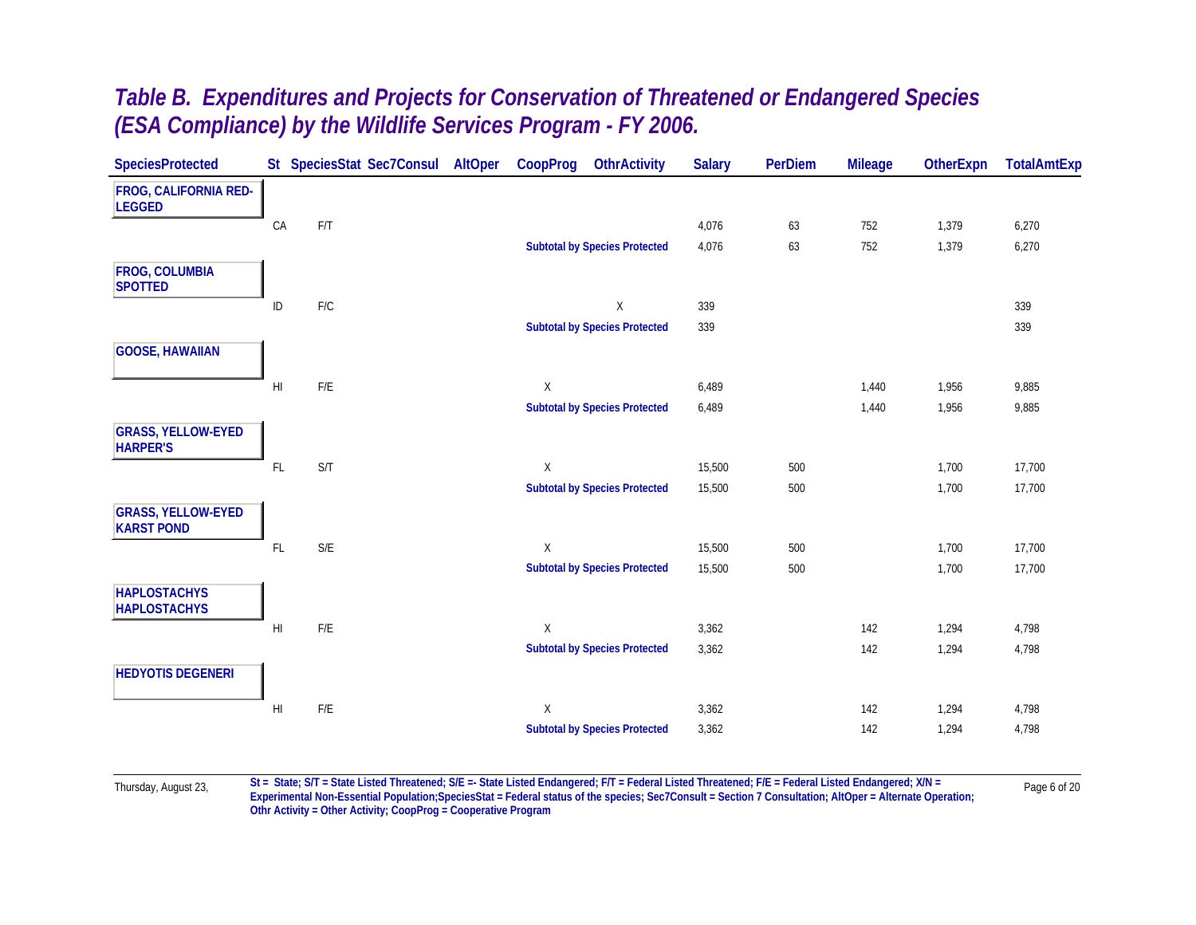# *Table B. Expenditures and Projects for Conservation of Threatened or Endangered Species (ESA Compliance) by the Wildlife Services Program - FY 2006.*

| SpeciesProtected | St | SpeciesStat | Sec7Consul | AltOper | CoopProg | OthrActivity | Salary | PerDiem | Mileage | OtherExpn | TotalAmtExp |
|---|---|---|---|---|---|---|---|---|---|---|---|
| **FROG, CALIFORNIA RED-LEGGED** | | | | | | | | | | | |
| | CA | F/T | | | | | 4,076 | 63 | 752 | 1,379 | 6,270 |
| | | | | | **Subtotal by Species Protected** | | 4,076 | 63 | 752 | 1,379 | 6,270 |
| **FROG, COLUMBIA SPOTTED** | | | | | | | | | | | |
| | ID | F/C | | | | X | 339 | | | | 339 |
| | | | | | **Subtotal by Species Protected** | | 339 | | | | 339 |
| **GOOSE, HAWAIIAN** | | | | | | | | | | | |
| | HI | F/E | | | X | | 6,489 | | 1,440 | 1,956 | 9,885 |
| | | | | | **Subtotal by Species Protected** | | 6,489 | | 1,440 | 1,956 | 9,885 |
| **GRASS, YELLOW-EYED HARPER'S** | | | | | | | | | | | |
| | FL | S/T | | | X | | 15,500 | 500 | | 1,700 | 17,700 |
| | | | | | **Subtotal by Species Protected** | | 15,500 | 500 | | 1,700 | 17,700 |
| **GRASS, YELLOW-EYED KARST POND** | | | | | | | | | | | |
| | FL | S/E | | | X | | 15,500 | 500 | | 1,700 | 17,700 |
| | | | | | **Subtotal by Species Protected** | | 15,500 | 500 | | 1,700 | 17,700 |
| **HAPLOSTACHYS HAPLOSTACHYS** | | | | | | | | | | | |
| | HI | F/E | | | X | | 3,362 | | 142 | 1,294 | 4,798 |
| | | | | | **Subtotal by Species Protected** | | 3,362 | | 142 | 1,294 | 4,798 |
| **HEDYOTIS DEGENERI** | | | | | | | | | | | |
| | HI | F/E | | | X | | 3,362 | | 142 | 1,294 | 4,798 |
| | | | | | **Subtotal by Species Protected** | | 3,362 | | 142 | 1,294 | 4,798 |

Thursday, August 23,

**St = State; S/T = State Listed Threatened; S/E =- State Listed Endangered; F/T = Federal Listed Threatened; F/E = Federal Listed Endangered; X/N = Experimental Non-Essential Population;SpeciesStat = Federal status of the species; Sec7Consult = Section 7 Consultation; AltOper = Alternate Operation; Othr Activity = Other Activity; CoopProg = Cooperative Program**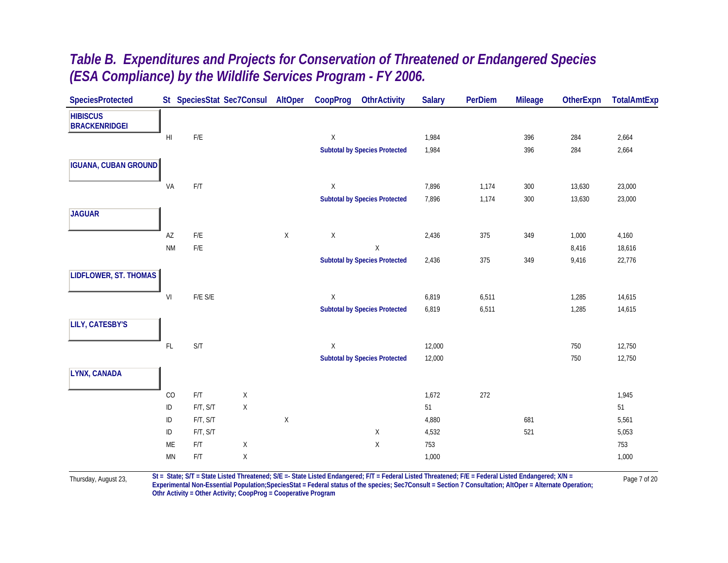## *Table B. Expenditures and Projects for Conservation of Threatened or Endangered Species (ESA Compliance) by the Wildlife Services Program - FY 2006.*

| SpeciesProtected | St | SpeciesStat | Sec7Consul | AltOper | CoopProg | OthrActivity | Salary | PerDiem | Mileage | OtherExpn | TotalAmtExp |
|---|---|---|---|---|---|---|---|---|---|---|---|
| **HIBISCUS BRACKENRIDGEI** | | | | | | | | | | | |
| | HI | F/E | | | X | | 1,984 | | 396 | 284 | 2,664 |
| | | | | | **Subtotal by Species Protected** | | 1,984 | | 396 | 284 | 2,664 |
| **IGUANA, CUBAN GROUND** | | | | | | | | | | | |
| | VA | F/T | | | X | | 7,896 | 1,174 | 300 | 13,630 | 23,000 |
| | | | | | **Subtotal by Species Protected** | | 7,896 | 1,174 | 300 | 13,630 | 23,000 |
| **JAGUAR** | | | | | | | | | | | |
| | AZ | F/E | | X | X | | 2,436 | 375 | 349 | 1,000 | 4,160 |
| | NM | F/E | | | | X | | | | 8,416 | 18,616 |
| | | | | | **Subtotal by Species Protected** | | 2,436 | 375 | 349 | 9,416 | 22,776 |
| **LIDFLOWER, ST. THOMAS** | | | | | | | | | | | |
| | VI | F/E S/E | | | X | | 6,819 | 6,511 | | 1,285 | 14,615 |
| | | | | | **Subtotal by Species Protected** | | 6,819 | 6,511 | | 1,285 | 14,615 |
| **LILY, CATESBY'S** | | | | | | | | | | | |
| | FL | S/T | | | X | | 12,000 | | | 750 | 12,750 |
| | | | | | **Subtotal by Species Protected** | | 12,000 | | | 750 | 12,750 |
| **LYNX, CANADA** | | | | | | | | | | | |
| | CO | F/T | X | | | | 1,672 | 272 | | | 1,945 |
| | ID | F/T, S/T | X | | | | 51 | | | | 51 |
| | ID | F/T, S/T | | X | | | 4,880 | | 681 | | 5,561 |
| | ID | F/T, S/T | | | | X | 4,532 | | 521 | | 5,053 |
| | ME | F/T | X | | | X | 753 | | | | 753 |
| | MN | F/T | X | | | | 1,000 | | | | 1,000 |

**St = State; S/T = State Listed Threatened; S/E =- State Listed Endangered; F/T = Federal Listed Threatened; F/E = Federal Listed Endangered; X/N = Experimental Non-Essential Population;SpeciesStat = Federal status of the species; Sec7Consult = Section 7 Consultation; AltOper = Alternate Operation; Othr Activity = Other Activity; CoopProg = Cooperative Program**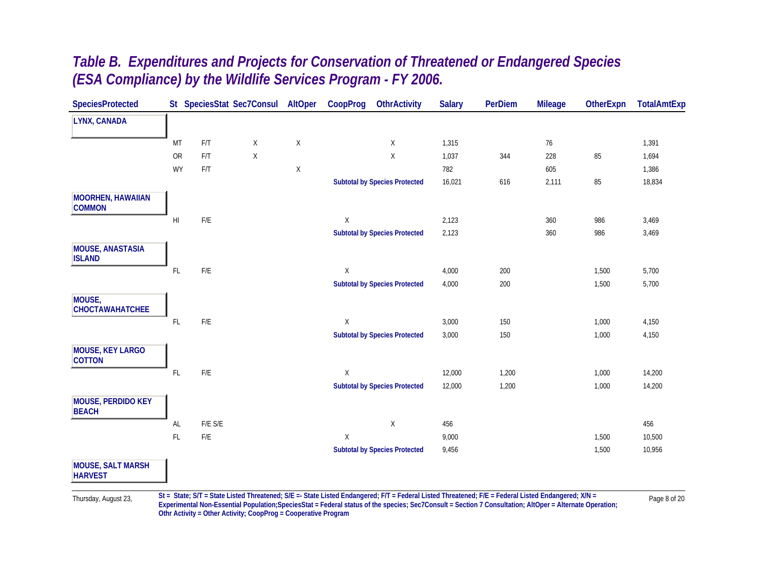# *Table B. Expenditures and Projects for Conservation of Threatened or Endangered Species (ESA Compliance) by the Wildlife Services Program - FY 2006.*

| SpeciesProtected | St | SpeciesStat | Sec7Consul | AltOper | CoopProg | OthrActivity | Salary | PerDiem | Mileage | OtherExpn | TotalAmtExp |
|---|---|---|---|---|---|---|---|---|---|---|---|
| **LYNX, CANADA** | | | | | | | | | | | |
| | MT | F/T | X | X | | X | 1,315 | | 76 | | 1,391 |
| | OR | F/T | X | | | X | 1,037 | 344 | 228 | 85 | 1,694 |
| | WY | F/T | | X | | | 782 | | 605 | | 1,386 |
| | | | | | **Subtotal by Species Protected** | | 16,021 | 616 | 2,111 | 85 | 18,834 |
| **MOORHEN, HAWAIIAN COMMON** | | | | | | | | | | | |
| | HI | F/E | | | X | | 2,123 | | 360 | 986 | 3,469 |
| | | | | | **Subtotal by Species Protected** | | 2,123 | | 360 | 986 | 3,469 |
| **MOUSE, ANASTASIA ISLAND** | | | | | | | | | | | |
| | FL | F/E | | | X | | 4,000 | 200 | | 1,500 | 5,700 |
| | | | | | **Subtotal by Species Protected** | | 4,000 | 200 | | 1,500 | 5,700 |
| **MOUSE, CHOCTAWAHATCHEE** | | | | | | | | | | | |
| | FL | F/E | | | X | | 3,000 | 150 | | 1,000 | 4,150 |
| | | | | | **Subtotal by Species Protected** | | 3,000 | 150 | | 1,000 | 4,150 |
| **MOUSE, KEY LARGO COTTON** | | | | | | | | | | | |
| | FL | F/E | | | X | | 12,000 | 1,200 | | 1,000 | 14,200 |
| | | | | | **Subtotal by Species Protected** | | 12,000 | 1,200 | | 1,000 | 14,200 |
| **MOUSE, PERDIDO KEY BEACH** | | | | | | | | | | | |
| | AL | F/E S/E | | | | X | 456 | | | | 456 |
| | FL | F/E | | | X | | 9,000 | | | 1,500 | 10,500 |
| | | | | | **Subtotal by Species Protected** | | 9,456 | | | 1,500 | 10,956 |
| **MOUSE, SALT MARSH HARVEST** | | | | | | | | | | | |

Thursday, August 23,

**St = State; S/T = State Listed Threatened; S/E =- State Listed Endangered; F/T = Federal Listed Threatened; F/E = Federal Listed Endangered; X/N = Experimental Non-Essential Population;SpeciesStat = Federal status of the species; Sec7Consult = Section 7 Consultation; AltOper = Alternate Operation; Othr Activity = Other Activity; CoopProg = Cooperative Program**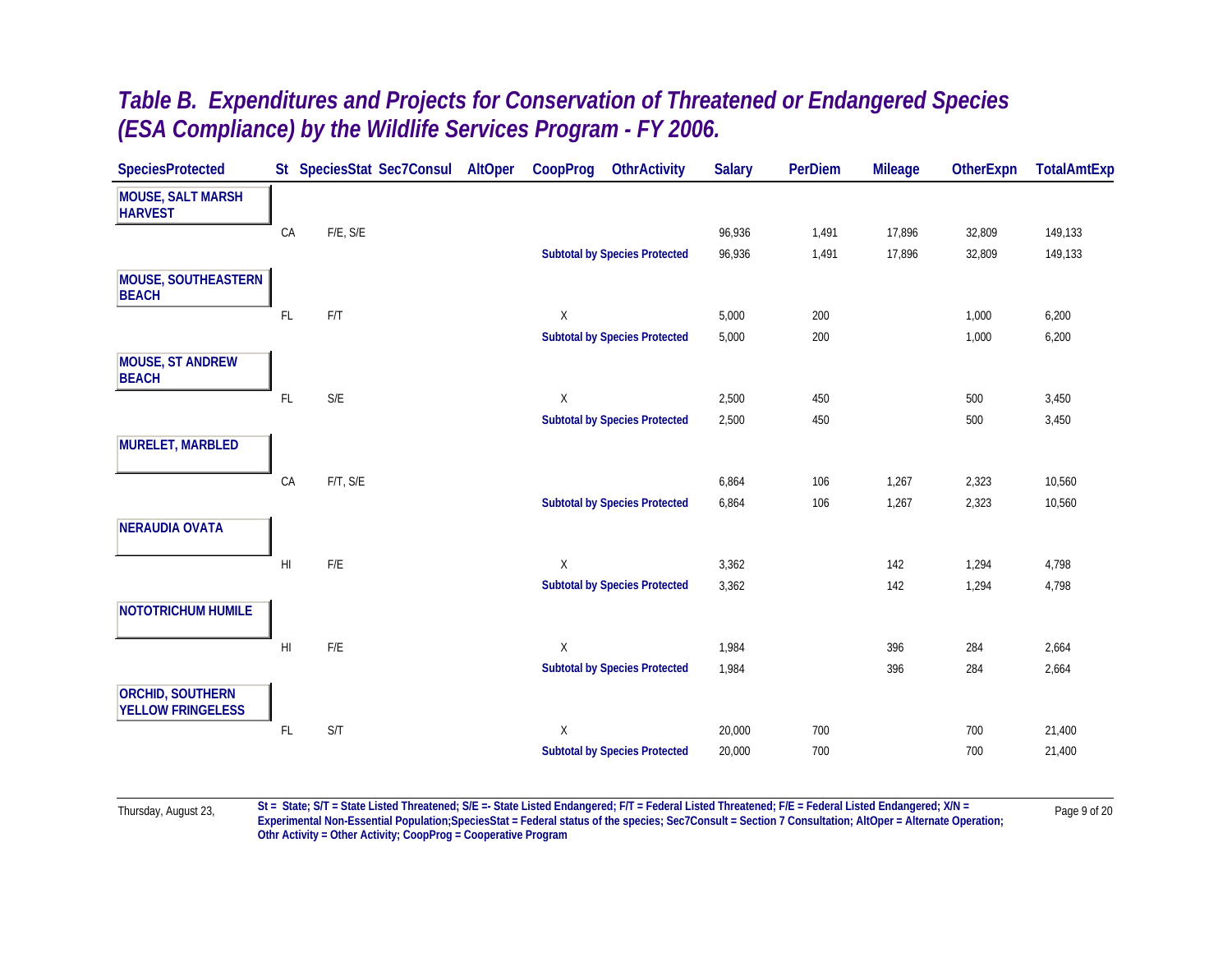# *Table B. Expenditures and Projects for Conservation of Threatened or Endangered Species (ESA Compliance) by the Wildlife Services Program - FY 2006.*

| SpeciesProtected | St | SpeciesStat | Sec7Consul | AltOper | CoopProg | OthrActivity | Salary | PerDiem | Mileage | OtherExpn | TotalAmtExp |
|---|---|---|---|---|---|---|---|---|---|---|---|
| **MOUSE, SALT MARSH HARVEST** | | | | | | | | | | | |
| | CA | F/E, S/E | | | | | 96,936 | 1,491 | 17,896 | 32,809 | 149,133 |
| | | | | | **Subtotal by Species Protected** | | 96,936 | 1,491 | 17,896 | 32,809 | 149,133 |
| **MOUSE, SOUTHEASTERN BEACH** | | | | | | | | | | | |
| | FL | F/T | | | X | | 5,000 | 200 | | 1,000 | 6,200 |
| | | | | | **Subtotal by Species Protected** | | 5,000 | 200 | | 1,000 | 6,200 |
| **MOUSE, ST ANDREW BEACH** | | | | | | | | | | | |
| | FL | S/E | | | X | | 2,500 | 450 | | 500 | 3,450 |
| | | | | | **Subtotal by Species Protected** | | 2,500 | 450 | | 500 | 3,450 |
| **MURELET, MARBLED** | | | | | | | | | | | |
| | CA | F/T, S/E | | | | | 6,864 | 106 | 1,267 | 2,323 | 10,560 |
| | | | | | **Subtotal by Species Protected** | | 6,864 | 106 | 1,267 | 2,323 | 10,560 |
| **NERAUDIA OVATA** | | | | | | | | | | | |
| | HI | F/E | | | X | | 3,362 | | 142 | 1,294 | 4,798 |
| | | | | | **Subtotal by Species Protected** | | 3,362 | | 142 | 1,294 | 4,798 |
| **NOTOTRICHUM HUMILE** | | | | | | | | | | | |
| | HI | F/E | | | X | | 1,984 | | 396 | 284 | 2,664 |
| | | | | | **Subtotal by Species Protected** | | 1,984 | | 396 | 284 | 2,664 |
| **ORCHID, SOUTHERN YELLOW FRINGELESS** | | | | | | | | | | | |
| | FL | S/T | | | X | | 20,000 | 700 | | 700 | 21,400 |
| | | | | | **Subtotal by Species Protected** | | 20,000 | 700 | | 700 | 21,400 |

Thursday, August 23,

**St = State; S/T = State Listed Threatened; S/E =- State Listed Endangered; F/T = Federal Listed Threatened; F/E = Federal Listed Endangered; X/N = Experimental Non-Essential Population;SpeciesStat = Federal status of the species; Sec7Consult = Section 7 Consultation; AltOper = Alternate Operation; Othr Activity = Other Activity; CoopProg = Cooperative Program**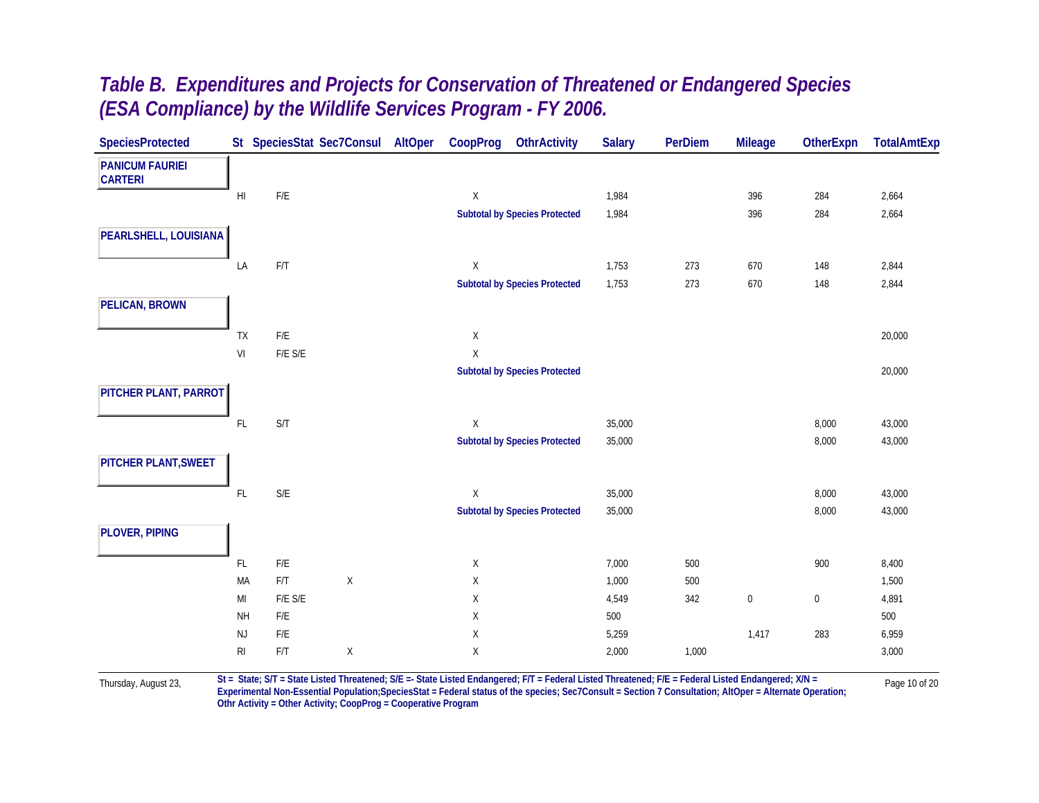# *Table B. Expenditures and Projects for Conservation of Threatened or Endangered Species (ESA Compliance) by the Wildlife Services Program - FY 2006.*

| SpeciesProtected | St | SpeciesStat | Sec7Consul | AltOper | CoopProg | OthrActivity | Salary | PerDiem | Mileage | OtherExpn | TotalAmtExp |
|---|---|---|---|---|---|---|---|---|---|---|---|
| **PANICUM FAURIEI CARTERI** | | | | | | | | | | | |
| | HI | F/E | | | X | | 1,984 | | 396 | 284 | 2,664 |
| | | | | | **Subtotal by Species Protected** | | 1,984 | | 396 | 284 | 2,664 |
| **PEARLSHELL, LOUISIANA** | | | | | | | | | | | |
| | LA | F/T | | | X | | 1,753 | 273 | 670 | 148 | 2,844 |
| | | | | | **Subtotal by Species Protected** | | 1,753 | 273 | 670 | 148 | 2,844 |
| **PELICAN, BROWN** | | | | | | | | | | | |
| | TX | F/E | | | X | | | | | | 20,000 |
| | VI | F/E S/E | | | X | | | | | | |
| | | | | | **Subtotal by Species Protected** | | | | | | 20,000 |
| **PITCHER PLANT, PARROT** | | | | | | | | | | | |
| | FL | S/T | | | X | | 35,000 | | | 8,000 | 43,000 |
| | | | | | **Subtotal by Species Protected** | | 35,000 | | | 8,000 | 43,000 |
| **PITCHER PLANT,SWEET** | | | | | | | | | | | |
| | FL | S/E | | | X | | 35,000 | | | 8,000 | 43,000 |
| | | | | | **Subtotal by Species Protected** | | 35,000 | | | 8,000 | 43,000 |
| **PLOVER, PIPING** | | | | | | | | | | | |
| | FL | F/E | | | X | | 7,000 | 500 | | 900 | 8,400 |
| | MA | F/T | X | | X | | 1,000 | 500 | | | 1,500 |
| | MI | F/E S/E | | | X | | 4,549 | 342 | 0 | 0 | 4,891 |
| | NH | F/E | | | X | | 500 | | | | 500 |
| | NJ | F/E | | | X | | 5,259 | | 1,417 | 283 | 6,959 |
| | RI | F/T | X | | X | | 2,000 | 1,000 | | | 3,000 |

**St = State; S/T = State Listed Threatened; S/E =- State Listed Endangered; F/T = Federal Listed Threatened; F/E = Federal Listed Endangered; X/N = Experimental Non-Essential Population;SpeciesStat = Federal status of the species; Sec7Consult = Section 7 Consultation; AltOper = Alternate Operation; Othr Activity = Other Activity; CoopProg = Cooperative Program**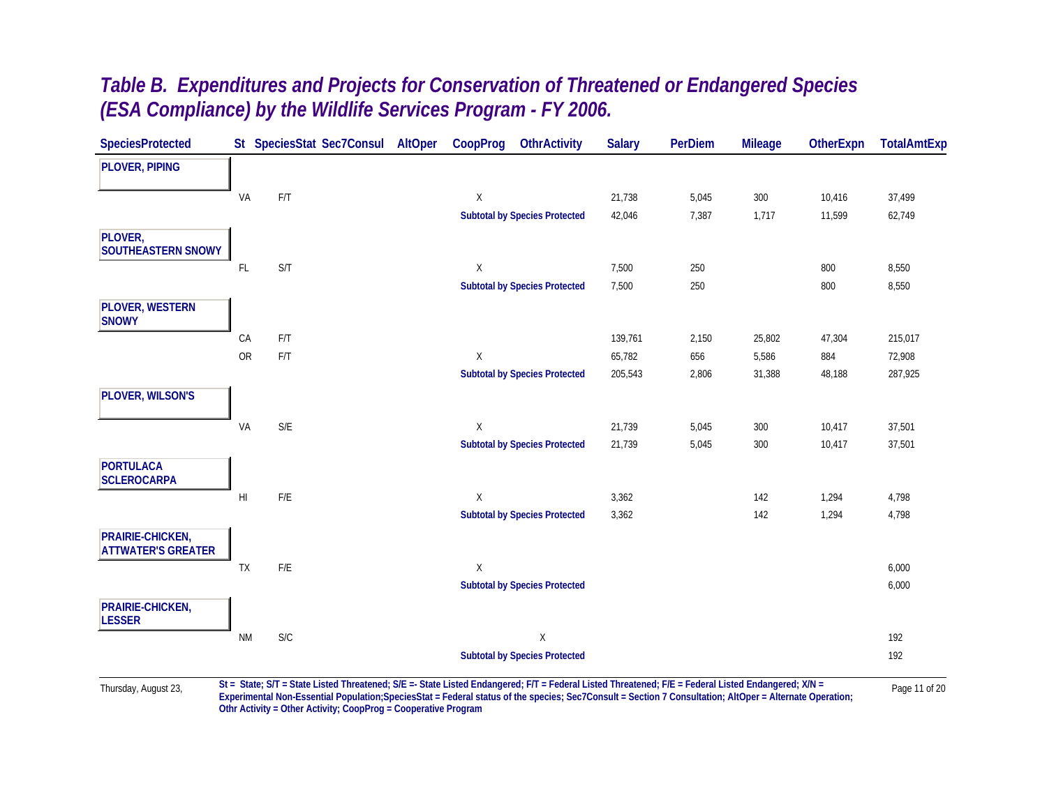# Table B. Expenditures and Projects for Conservation of Threatened or Endangered Species (ESA Compliance) by the Wildlife Services Program - FY 2006.

| SpeciesProtected | St | SpeciesStat | Sec7Consul | AltOper | CoopProg | OthrActivity | Salary | PerDiem | Mileage | OtherExpn | TotalAmtExp |
|---|---|---|---|---|---|---|---|---|---|---|---|
| **PLOVER, PIPING** | | | | | | | | | | | |
| | VA | F/T | | | X | | 21,738 | 5,045 | 300 | 10,416 | 37,499 |
| | | | | | **Subtotal by Species Protected** | | 42,046 | 7,387 | 1,717 | 11,599 | 62,749 |
| **PLOVER, SOUTHEASTERN SNOWY** | | | | | | | | | | | |
| | FL | S/T | | | X | | 7,500 | 250 | | 800 | 8,550 |
| | | | | | **Subtotal by Species Protected** | | 7,500 | 250 | | 800 | 8,550 |
| **PLOVER, WESTERN SNOWY** | | | | | | | | | | | |
| | CA | F/T | | | | | 139,761 | 2,150 | 25,802 | 47,304 | 215,017 |
| | OR | F/T | | | X | | 65,782 | 656 | 5,586 | 884 | 72,908 |
| | | | | | **Subtotal by Species Protected** | | 205,543 | 2,806 | 31,388 | 48,188 | 287,925 |
| **PLOVER, WILSON'S** | | | | | | | | | | | |
| | VA | S/E | | | X | | 21,739 | 5,045 | 300 | 10,417 | 37,501 |
| | | | | | **Subtotal by Species Protected** | | 21,739 | 5,045 | 300 | 10,417 | 37,501 |
| **PORTULACA SCLEROCARPA** | | | | | | | | | | | |
| | HI | F/E | | | X | | 3,362 | | 142 | 1,294 | 4,798 |
| | | | | | **Subtotal by Species Protected** | | 3,362 | | 142 | 1,294 | 4,798 |
| **PRAIRIE-CHICKEN, ATTWATER'S GREATER** | | | | | | | | | | | |
| | TX | F/E | | | X | | | | | | 6,000 |
| | | | | | **Subtotal by Species Protected** | | | | | | 6,000 |
| **PRAIRIE-CHICKEN, LESSER** | | | | | | | | | | | |
| | NM | S/C | | | | X | | | | | 192 |
| | | | | | **Subtotal by Species Protected** | | | | | | 192 |

**St = State; S/T = State Listed Threatened; S/E =- State Listed Endangered; F/T = Federal Listed Threatened; F/E = Federal Listed Endangered; X/N = Experimental Non-Essential Population;SpeciesStat = Federal status of the species; Sec7Consult = Section 7 Consultation; AltOper = Alternate Operation; Othr Activity = Other Activity; CoopProg = Cooperative Program**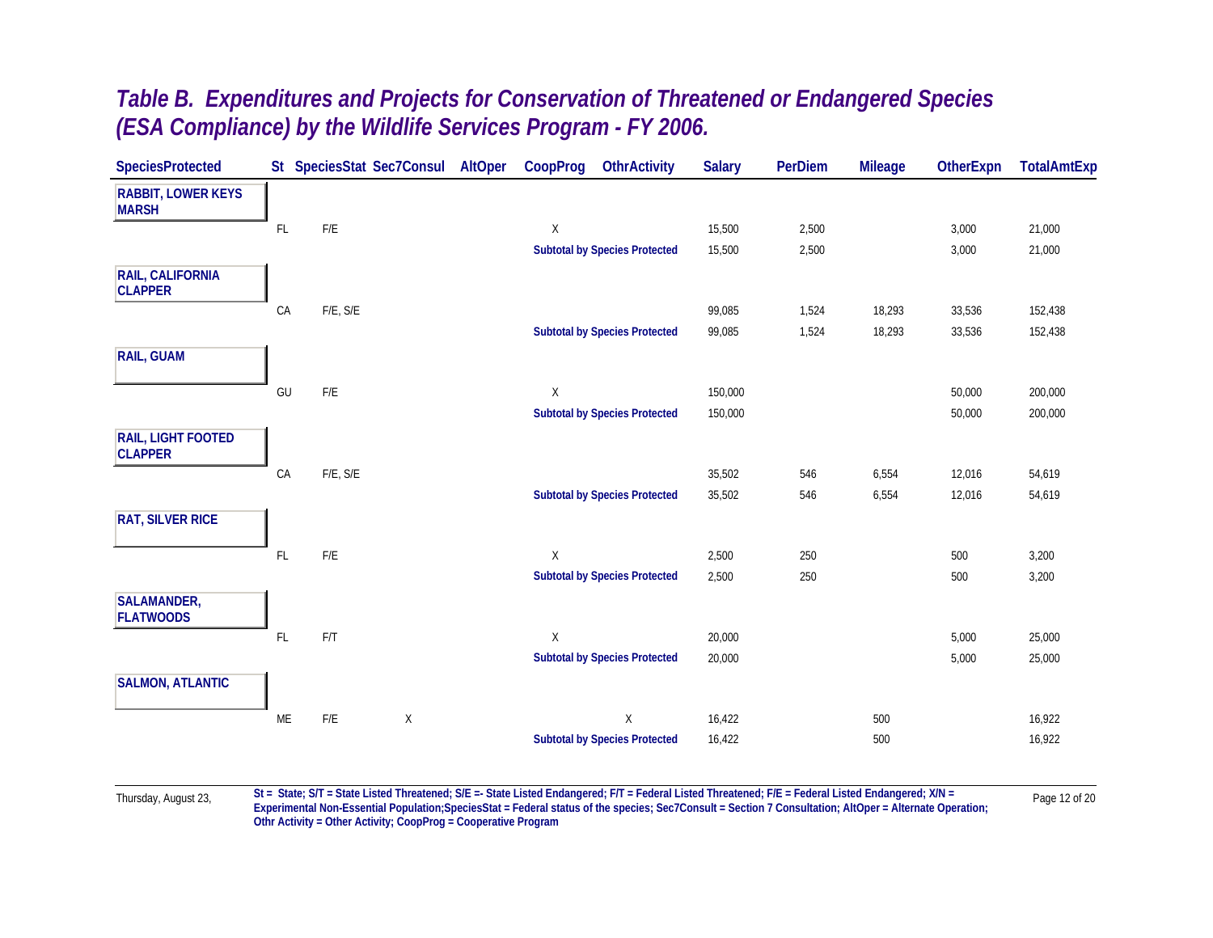# *Table B. Expenditures and Projects for Conservation of Threatened or Endangered Species (ESA Compliance) by the Wildlife Services Program - FY 2006.*

| SpeciesProtected | St | SpeciesStat | Sec7Consul | AltOper | CoopProg | OthrActivity | Salary | PerDiem | Mileage | OtherExpn | TotalAmtExp |
|---|---|---|---|---|---|---|---|---|---|---|---|
| **RABBIT, LOWER KEYS MARSH** | | | | | | | | | | | |
| | FL | F/E | | | X | | 15,500 | 2,500 | | 3,000 | 21,000 |
| | | | | | **Subtotal by Species Protected** | | 15,500 | 2,500 | | 3,000 | 21,000 |
| **RAIL, CALIFORNIA CLAPPER** | | | | | | | | | | | |
| | CA | F/E, S/E | | | | | 99,085 | 1,524 | 18,293 | 33,536 | 152,438 |
| | | | | | **Subtotal by Species Protected** | | 99,085 | 1,524 | 18,293 | 33,536 | 152,438 |
| **RAIL, GUAM** | | | | | | | | | | | |
| | GU | F/E | | | X | | 150,000 | | | 50,000 | 200,000 |
| | | | | | **Subtotal by Species Protected** | | 150,000 | | | 50,000 | 200,000 |
| **RAIL, LIGHT FOOTED CLAPPER** | | | | | | | | | | | |
| | CA | F/E, S/E | | | | | 35,502 | 546 | 6,554 | 12,016 | 54,619 |
| | | | | | **Subtotal by Species Protected** | | 35,502 | 546 | 6,554 | 12,016 | 54,619 |
| **RAT, SILVER RICE** | | | | | | | | | | | |
| | FL | F/E | | | X | | 2,500 | 250 | | 500 | 3,200 |
| | | | | | **Subtotal by Species Protected** | | 2,500 | 250 | | 500 | 3,200 |
| **SALAMANDER, FLATWOODS** | | | | | | | | | | | |
| | FL | F/T | | | X | | 20,000 | | | 5,000 | 25,000 |
| | | | | | **Subtotal by Species Protected** | | 20,000 | | | 5,000 | 25,000 |
| **SALMON, ATLANTIC** | | | | | | | | | | | |
| | ME | F/E | X | | | X | 16,422 | | 500 | | 16,922 |
| | | | | | **Subtotal by Species Protected** | | 16,422 | | 500 | | 16,922 |

**St = State; S/T = State Listed Threatened; S/E =- State Listed Endangered; F/T = Federal Listed Threatened; F/E = Federal Listed Endangered; X/N = Experimental Non-Essential Population;SpeciesStat = Federal status of the species; Sec7Consult = Section 7 Consultation; AltOper = Alternate Operation; Othr Activity = Other Activity; CoopProg = Cooperative Program**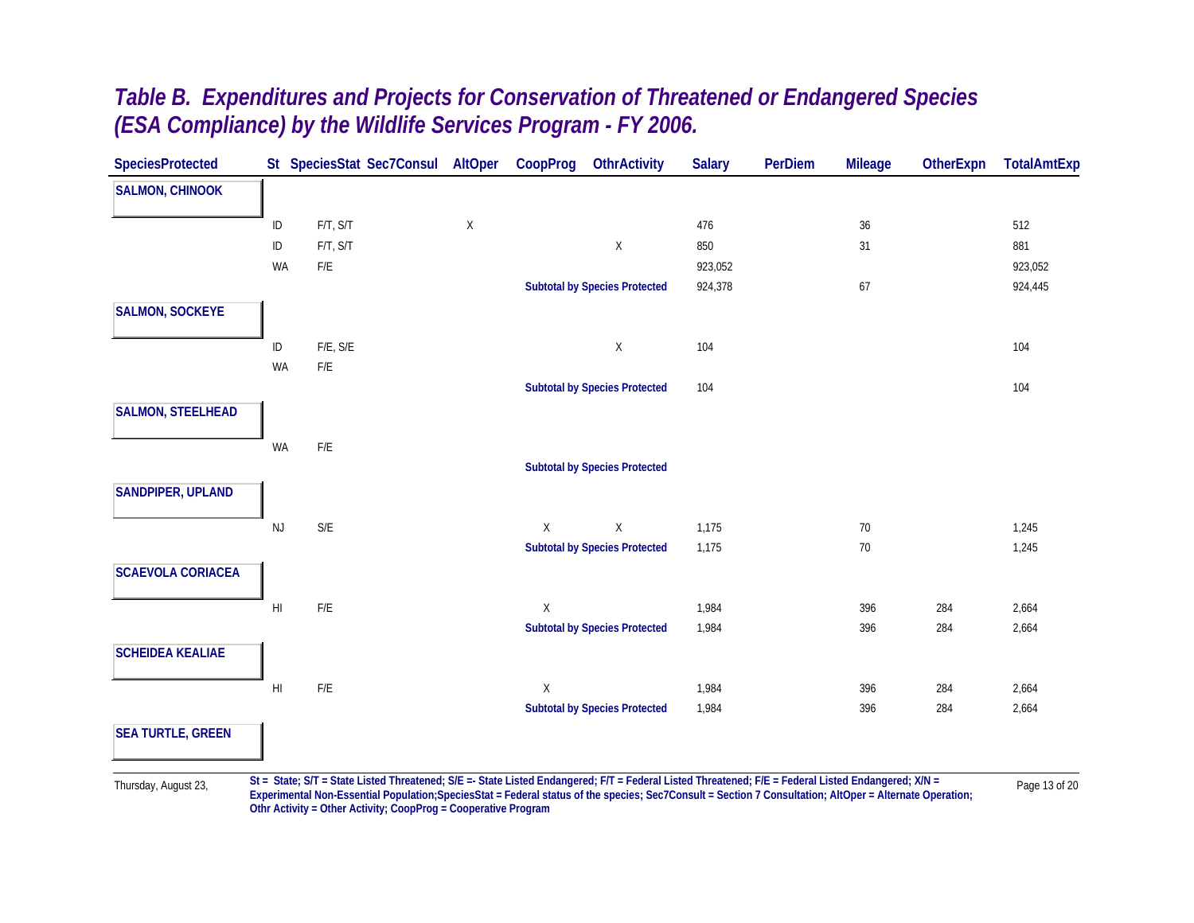# Table B. Expenditures and Projects for Conservation of Threatened or Endangered Species (ESA Compliance) by the Wildlife Services Program - FY 2006.

| SpeciesProtected | St | SpeciesStat | Sec7Consul | AltOper | CoopProg | OthrActivity | Salary | PerDiem | Mileage | OtherExpn | TotalAmtExp |
|---|---|---|---|---|---|---|---|---|---|---|---|
| **SALMON, CHINOOK** | | | | | | | | | | | |
| | ID | F/T, S/T | | X | | | 476 | | 36 | | 512 |
| | ID | F/T, S/T | | | | X | 850 | | 31 | | 881 |
| | WA | F/E | | | | | 923,052 | | | | 923,052 |
| | | | | | **Subtotal by Species Protected** | | 924,378 | | 67 | | 924,445 |
| **SALMON, SOCKEYE** | | | | | | | | | | | |
| | ID | F/E, S/E | | | | X | 104 | | | | 104 |
| | WA | F/E | | | | | | | | | |
| | | | | | **Subtotal by Species Protected** | | 104 | | | | 104 |
| **SALMON, STEELHEAD** | | | | | | | | | | | |
| | WA | F/E | | | | | | | | | |
| | | | | | **Subtotal by Species Protected** | | | | | | |
| **SANDPIPER, UPLAND** | | | | | | | | | | | |
| | NJ | S/E | | | X | X | 1,175 | | 70 | | 1,245 |
| | | | | | **Subtotal by Species Protected** | | 1,175 | | 70 | | 1,245 |
| **SCAEVOLA CORIACEA** | | | | | | | | | | | |
| | HI | F/E | | | X | | 1,984 | | 396 | 284 | 2,664 |
| | | | | | **Subtotal by Species Protected** | | 1,984 | | 396 | 284 | 2,664 |
| **SCHEIDEA KEALIAE** | | | | | | | | | | | |
| | HI | F/E | | | X | | 1,984 | | 396 | 284 | 2,664 |
| | | | | | **Subtotal by Species Protected** | | 1,984 | | 396 | 284 | 2,664 |
| **SEA TURTLE, GREEN** | | | | | | | | | | | |

Thursday, August 23,

**St = State; S/T = State Listed Threatened; S/E =- State Listed Endangered; F/T = Federal Listed Threatened; F/E = Federal Listed Endangered; X/N = Experimental Non-Essential Population;SpeciesStat = Federal status of the species; Sec7Consult = Section 7 Consultation; AltOper = Alternate Operation; Othr Activity = Other Activity; CoopProg = Cooperative Program**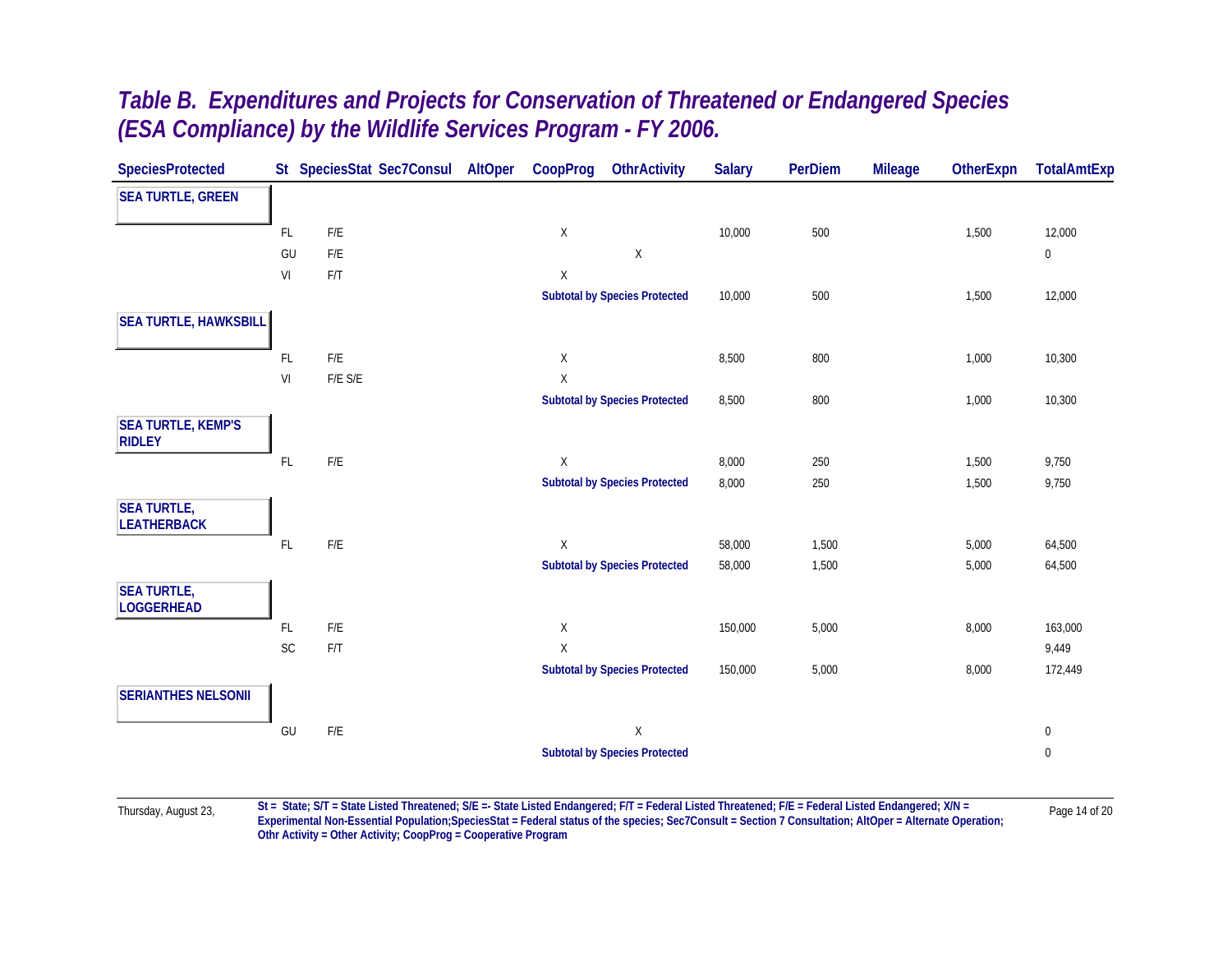# Table B. Expenditures and Projects for Conservation of Threatened or Endangered Species (ESA Compliance) by the Wildlife Services Program - FY 2006.

| SpeciesProtected | St | SpeciesStat | Sec7Consul | AltOper | CoopProg | OthrActivity | Salary | PerDiem | Mileage | OtherExpn | TotalAmtExp |
|---|---|---|---|---|---|---|---|---|---|---|---|
| **SEA TURTLE, GREEN** | | | | | | | | | | | |
| | FL | F/E | | | X | | 10,000 | 500 | | 1,500 | 12,000 |
| | GU | F/E | | | | X | | | | | 0 |
| | VI | F/T | | | X | | | | | | |
| | | | | | **Subtotal by Species Protected** | | 10,000 | 500 | | 1,500 | 12,000 |
| **SEA TURTLE, HAWKSBILL** | | | | | | | | | | | |
| | FL | F/E | | | X | | 8,500 | 800 | | 1,000 | 10,300 |
| | VI | F/E S/E | | | X | | | | | | |
| | | | | | **Subtotal by Species Protected** | | 8,500 | 800 | | 1,000 | 10,300 |
| **SEA TURTLE, KEMP'S RIDLEY** | | | | | | | | | | | |
| | FL | F/E | | | X | | 8,000 | 250 | | 1,500 | 9,750 |
| | | | | | **Subtotal by Species Protected** | | 8,000 | 250 | | 1,500 | 9,750 |
| **SEA TURTLE, LEATHERBACK** | | | | | | | | | | | |
| | FL | F/E | | | X | | 58,000 | 1,500 | | 5,000 | 64,500 |
| | | | | | **Subtotal by Species Protected** | | 58,000 | 1,500 | | 5,000 | 64,500 |
| **SEA TURTLE, LOGGERHEAD** | | | | | | | | | | | |
| | FL | F/E | | | X | | 150,000 | 5,000 | | 8,000 | 163,000 |
| | SC | F/T | | | X | | | | | | 9,449 |
| | | | | | **Subtotal by Species Protected** | | 150,000 | 5,000 | | 8,000 | 172,449 |
| **SERIANTHES NELSONII** | | | | | | | | | | | |
| | GU | F/E | | | | X | | | | | 0 |
| | | | | | **Subtotal by Species Protected** | | | | | | 0 |

Thursday, August 23,

**St = State; S/T = State Listed Threatened; S/E =- State Listed Endangered; F/T = Federal Listed Threatened; F/E = Federal Listed Endangered; X/N = Experimental Non-Essential Population;SpeciesStat = Federal status of the species; Sec7Consult = Section 7 Consultation; AltOper = Alternate Operation; Othr Activity = Other Activity; CoopProg = Cooperative Program**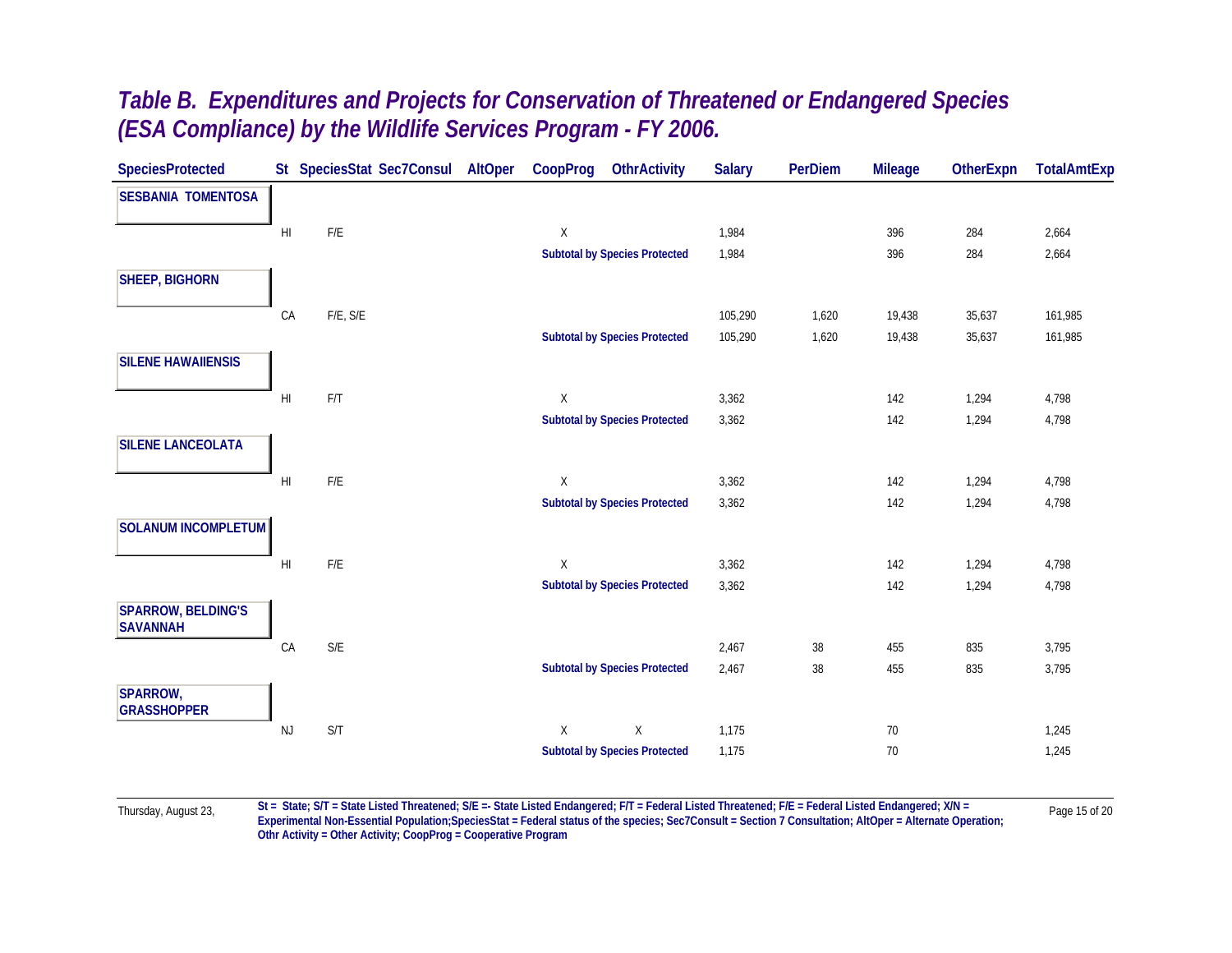# *Table B. Expenditures and Projects for Conservation of Threatened or Endangered Species (ESA Compliance) by the Wildlife Services Program - FY 2006.*

| SpeciesProtected | St | SpeciesStat | Sec7Consul | AltOper | CoopProg | OthrActivity | Salary | PerDiem | Mileage | OtherExpn | TotalAmtExp |
|---|---|---|---|---|---|---|---|---|---|---|---|
| **SESBANIA TOMENTOSA** | | | | | | | | | | | |
| | HI | F/E | | | X | | 1,984 | | 396 | 284 | 2,664 |
| | | | | | **Subtotal by Species Protected** | | 1,984 | | 396 | 284 | 2,664 |
| **SHEEP, BIGHORN** | | | | | | | | | | | |
| | CA | F/E, S/E | | | | | 105,290 | 1,620 | 19,438 | 35,637 | 161,985 |
| | | | | | **Subtotal by Species Protected** | | 105,290 | 1,620 | 19,438 | 35,637 | 161,985 |
| **SILENE HAWAIIENSIS** | | | | | | | | | | | |
| | HI | F/T | | | X | | 3,362 | | 142 | 1,294 | 4,798 |
| | | | | | **Subtotal by Species Protected** | | 3,362 | | 142 | 1,294 | 4,798 |
| **SILENE LANCEOLATA** | | | | | | | | | | | |
| | HI | F/E | | | X | | 3,362 | | 142 | 1,294 | 4,798 |
| | | | | | **Subtotal by Species Protected** | | 3,362 | | 142 | 1,294 | 4,798 |
| **SOLANUM INCOMPLETUM** | | | | | | | | | | | |
| | HI | F/E | | | X | | 3,362 | | 142 | 1,294 | 4,798 |
| | | | | | **Subtotal by Species Protected** | | 3,362 | | 142 | 1,294 | 4,798 |
| **SPARROW, BELDING'S SAVANNAH** | | | | | | | | | | | |
| | CA | S/E | | | | | 2,467 | 38 | 455 | 835 | 3,795 |
| | | | | | **Subtotal by Species Protected** | | 2,467 | 38 | 455 | 835 | 3,795 |
| **SPARROW, GRASSHOPPER** | | | | | | | | | | | |
| | NJ | S/T | | | X | X | 1,175 | | 70 | | 1,245 |
| | | | | | **Subtotal by Species Protected** | | 1,175 | | 70 | | 1,245 |

Thursday, August 23,

**St = State; S/T = State Listed Threatened; S/E =- State Listed Endangered; F/T = Federal Listed Threatened; F/E = Federal Listed Endangered; X/N = Experimental Non-Essential Population;SpeciesStat = Federal status of the species; Sec7Consult = Section 7 Consultation; AltOper = Alternate Operation; Othr Activity = Other Activity; CoopProg = Cooperative Program**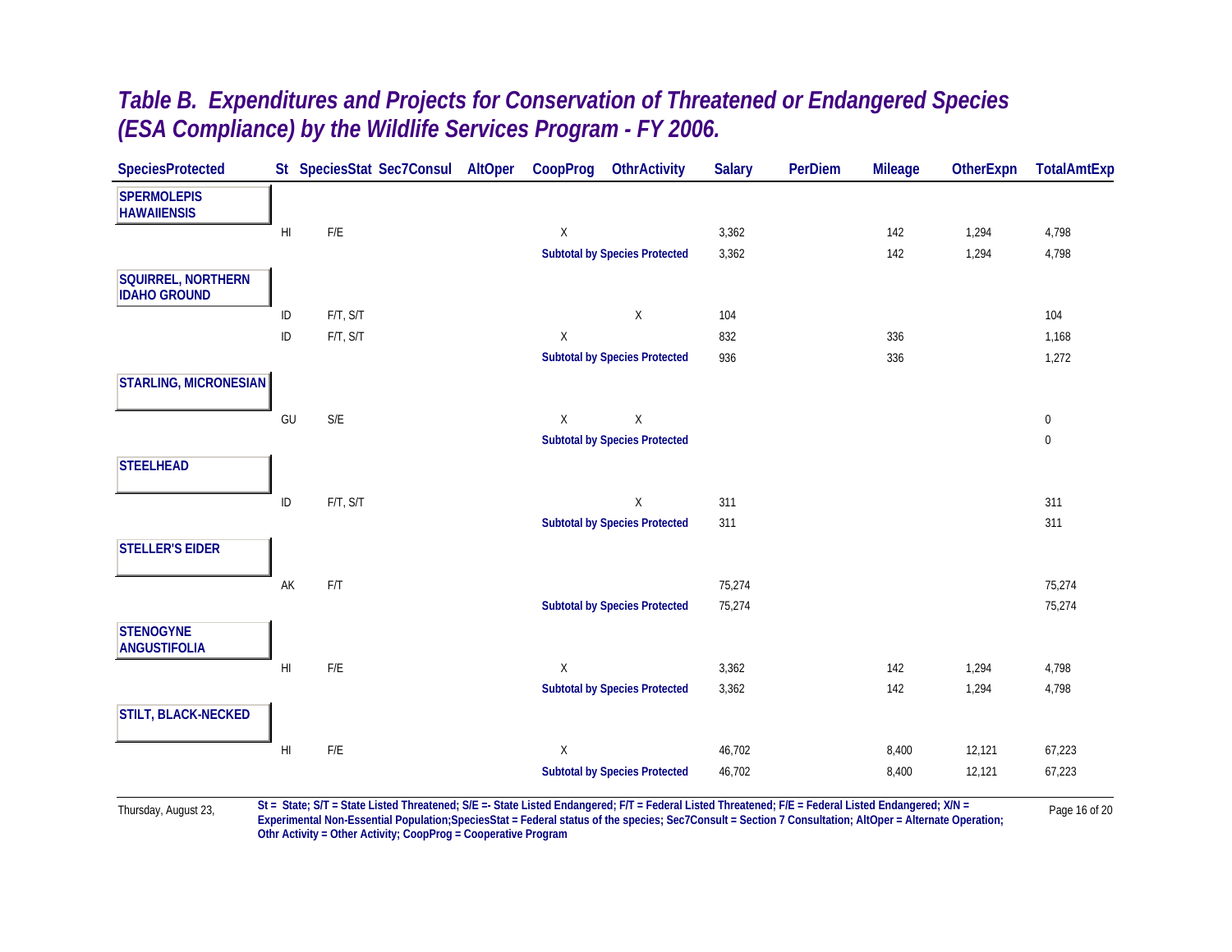# Table B. Expenditures and Projects for Conservation of Threatened or Endangered Species (ESA Compliance) by the Wildlife Services Program - FY 2006.

| SpeciesProtected | St | SpeciesStat | Sec7Consul | AltOper | CoopProg | OthrActivity | Salary | PerDiem | Mileage | OtherExpn | TotalAmtExp |
|---|---|---|---|---|---|---|---|---|---|---|---|
| **SPERMOLEPIS HAWAIIENSIS** | | | | | | | | | | | |
| | HI | F/E | | | X | | 3,362 | | 142 | 1,294 | 4,798 |
| | | | | | **Subtotal by Species Protected** | | 3,362 | | 142 | 1,294 | 4,798 |
| **SQUIRREL, NORTHERN IDAHO GROUND** | | | | | | | | | | | |
| | ID | F/T, S/T | | | | X | 104 | | | | 104 |
| | ID | F/T, S/T | | | X | | 832 | | 336 | | 1,168 |
| | | | | | **Subtotal by Species Protected** | | 936 | | 336 | | 1,272 |
| **STARLING, MICRONESIAN** | | | | | | | | | | | |
| | GU | S/E | | | X | X | | | | | 0 |
| | | | | | **Subtotal by Species Protected** | | | | | | 0 |
| **STEELHEAD** | | | | | | | | | | | |
| | ID | F/T, S/T | | | | X | 311 | | | | 311 |
| | | | | | **Subtotal by Species Protected** | | 311 | | | | 311 |
| **STELLER'S EIDER** | | | | | | | | | | | |
| | AK | F/T | | | | | 75,274 | | | | 75,274 |
| | | | | | **Subtotal by Species Protected** | | 75,274 | | | | 75,274 |
| **STENOGYNE ANGUSTIFOLIA** | | | | | | | | | | | |
| | HI | F/E | | | X | | 3,362 | | 142 | 1,294 | 4,798 |
| | | | | | **Subtotal by Species Protected** | | 3,362 | | 142 | 1,294 | 4,798 |
| **STILT, BLACK-NECKED** | | | | | | | | | | | |
| | HI | F/E | | | X | | 46,702 | | 8,400 | 12,121 | 67,223 |
| | | | | | **Subtotal by Species Protected** | | 46,702 | | 8,400 | 12,121 | 67,223 |

Thursday, August 23,

**St = State; S/T = State Listed Threatened; S/E =- State Listed Endangered; F/T = Federal Listed Threatened; F/E = Federal Listed Endangered; X/N = Experimental Non-Essential Population;SpeciesStat = Federal status of the species; Sec7Consult = Section 7 Consultation; AltOper = Alternate Operation; Othr Activity = Other Activity; CoopProg = Cooperative Program**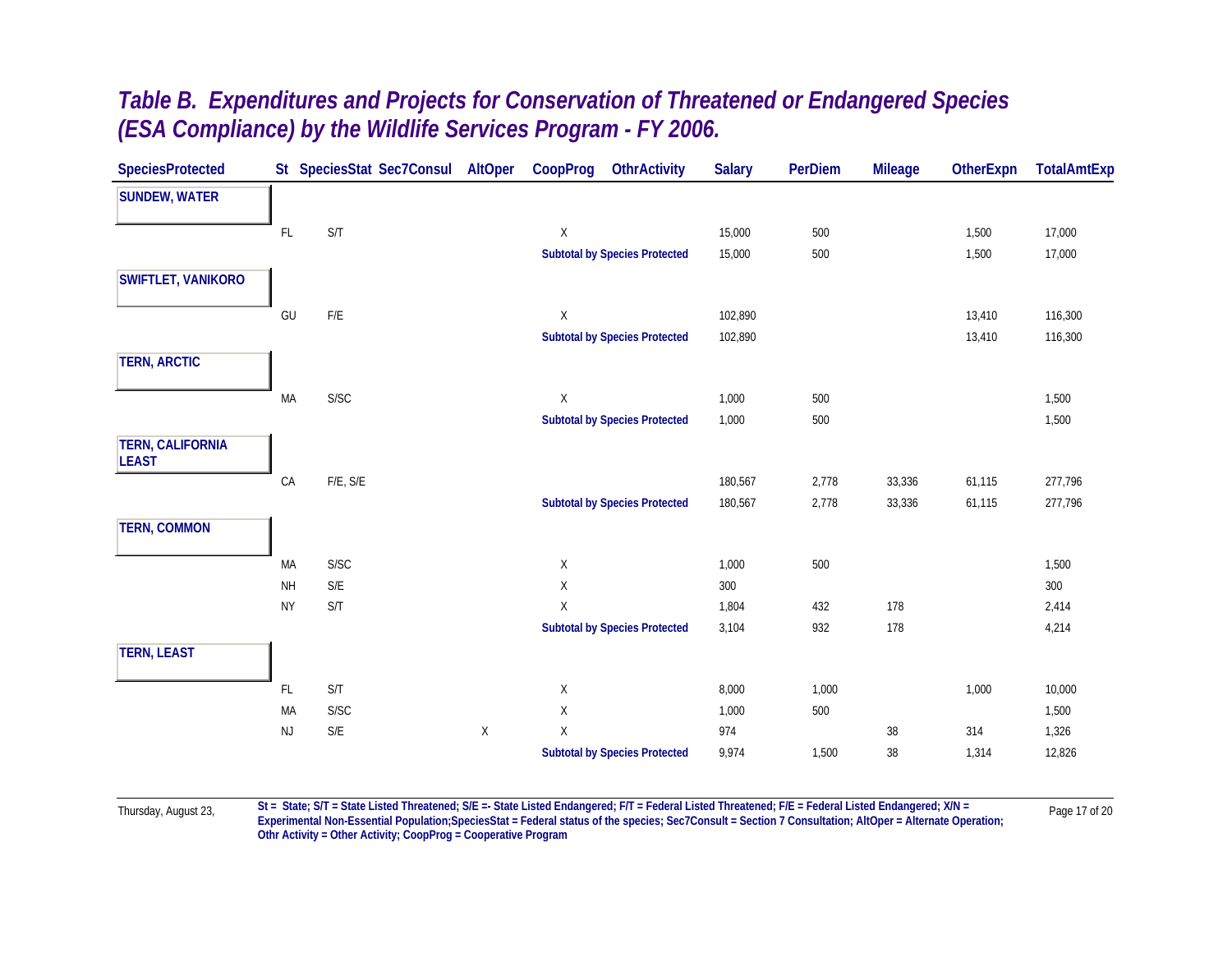# *Table B. Expenditures and Projects for Conservation of Threatened or Endangered Species (ESA Compliance) by the Wildlife Services Program - FY 2006.*

| SpeciesProtected | St | SpeciesStat | Sec7Consul | AltOper | CoopProg | OthrActivity | Salary | PerDiem | Mileage | OtherExpn | TotalAmtExp |
|---|---|---|---|---|---|---|---|---|---|---|---|
| **SUNDEW, WATER** | | | | | | | | | | | |
| | FL | S/T | | | X | | 15,000 | 500 | | 1,500 | 17,000 |
| | | | | | **Subtotal by Species Protected** | | 15,000 | 500 | | 1,500 | 17,000 |
| **SWIFTLET, VANIKORO** | | | | | | | | | | | |
| | GU | F/E | | | X | | 102,890 | | | 13,410 | 116,300 |
| | | | | | **Subtotal by Species Protected** | | 102,890 | | | 13,410 | 116,300 |
| **TERN, ARCTIC** | | | | | | | | | | | |
| | MA | S/SC | | | X | | 1,000 | 500 | | | 1,500 |
| | | | | | **Subtotal by Species Protected** | | 1,000 | 500 | | | 1,500 |
| **TERN, CALIFORNIA LEAST** | | | | | | | | | | | |
| | CA | F/E, S/E | | | | | 180,567 | 2,778 | 33,336 | 61,115 | 277,796 |
| | | | | | **Subtotal by Species Protected** | | 180,567 | 2,778 | 33,336 | 61,115 | 277,796 |
| **TERN, COMMON** | | | | | | | | | | | |
| | MA | S/SC | | | X | | 1,000 | 500 | | | 1,500 |
| | NH | S/E | | | X | | 300 | | | | 300 |
| | NY | S/T | | | X | | 1,804 | 432 | 178 | | 2,414 |
| | | | | | **Subtotal by Species Protected** | | 3,104 | 932 | 178 | | 4,214 |
| **TERN, LEAST** | | | | | | | | | | | |
| | FL | S/T | | | X | | 8,000 | 1,000 | | 1,000 | 10,000 |
| | MA | S/SC | | | X | | 1,000 | 500 | | | 1,500 |
| | NJ | S/E | | X | X | | 974 | | 38 | 314 | 1,326 |
| | | | | | **Subtotal by Species Protected** | | 9,974 | 1,500 | 38 | 1,314 | 12,826 |

**St = State; S/T = State Listed Threatened; S/E =- State Listed Endangered; F/T = Federal Listed Threatened; F/E = Federal Listed Endangered; X/N = Experimental Non-Essential Population;SpeciesStat = Federal status of the species; Sec7Consult = Section 7 Consultation; AltOper = Alternate Operation; Othr Activity = Other Activity; CoopProg = Cooperative Program**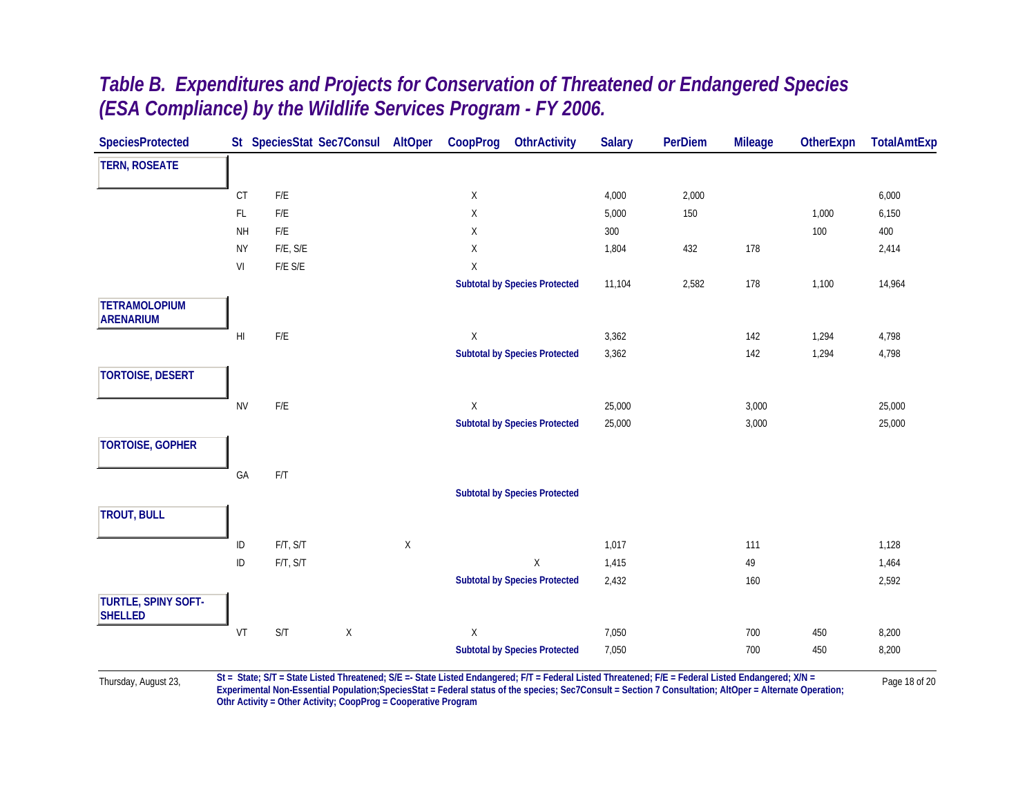# *Table B. Expenditures and Projects for Conservation of Threatened or Endangered Species (ESA Compliance) by the Wildlife Services Program - FY 2006.*

| SpeciesProtected | St | SpeciesStat | Sec7Consul | AltOper | CoopProg | OthrActivity | Salary | PerDiem | Mileage | OtherExpn | TotalAmtExp |
|---|---|---|---|---|---|---|---|---|---|---|---|
| **TERN, ROSEATE** | | | | | | | | | | | |
| | CT | F/E | | | X | | 4,000 | 2,000 | | | 6,000 |
| | FL | F/E | | | X | | 5,000 | 150 | | 1,000 | 6,150 |
| | NH | F/E | | | X | | 300 | | | 100 | 400 |
| | NY | F/E, S/E | | | X | | 1,804 | 432 | 178 | | 2,414 |
| | VI | F/E S/E | | | X | | | | | | |
| | | | | | **Subtotal by Species Protected** | | 11,104 | 2,582 | 178 | 1,100 | 14,964 |
| **TETRAMOLOPIUM ARENARIUM** | | | | | | | | | | | |
| | HI | F/E | | | X | | 3,362 | | 142 | 1,294 | 4,798 |
| | | | | | **Subtotal by Species Protected** | | 3,362 | | 142 | 1,294 | 4,798 |
| **TORTOISE, DESERT** | | | | | | | | | | | |
| | NV | F/E | | | X | | 25,000 | | 3,000 | | 25,000 |
| | | | | | **Subtotal by Species Protected** | | 25,000 | | 3,000 | | 25,000 |
| **TORTOISE, GOPHER** | | | | | | | | | | | |
| | GA | F/T | | | | | | | | | |
| | | | | | **Subtotal by Species Protected** | | | | | | |
| **TROUT, BULL** | | | | | | | | | | | |
| | ID | F/T, S/T | | X | | | 1,017 | | 111 | | 1,128 |
| | ID | F/T, S/T | | | | X | 1,415 | | 49 | | 1,464 |
| | | | | | **Subtotal by Species Protected** | | 2,432 | | 160 | | 2,592 |
| **TURTLE, SPINY SOFT-SHELLED** | | | | | | | | | | | |
| | VT | S/T | X | | X | | 7,050 | | 700 | 450 | 8,200 |
| | | | | | **Subtotal by Species Protected** | | 7,050 | | 700 | 450 | 8,200 |

Thursday, August 23,

**St = State; S/T = State Listed Threatened; S/E =- State Listed Endangered; F/T = Federal Listed Threatened; F/E = Federal Listed Endangered; X/N = Experimental Non-Essential Population;SpeciesStat = Federal status of the species; Sec7Consult = Section 7 Consultation; AltOper = Alternate Operation; Othr Activity = Other Activity; CoopProg = Cooperative Program**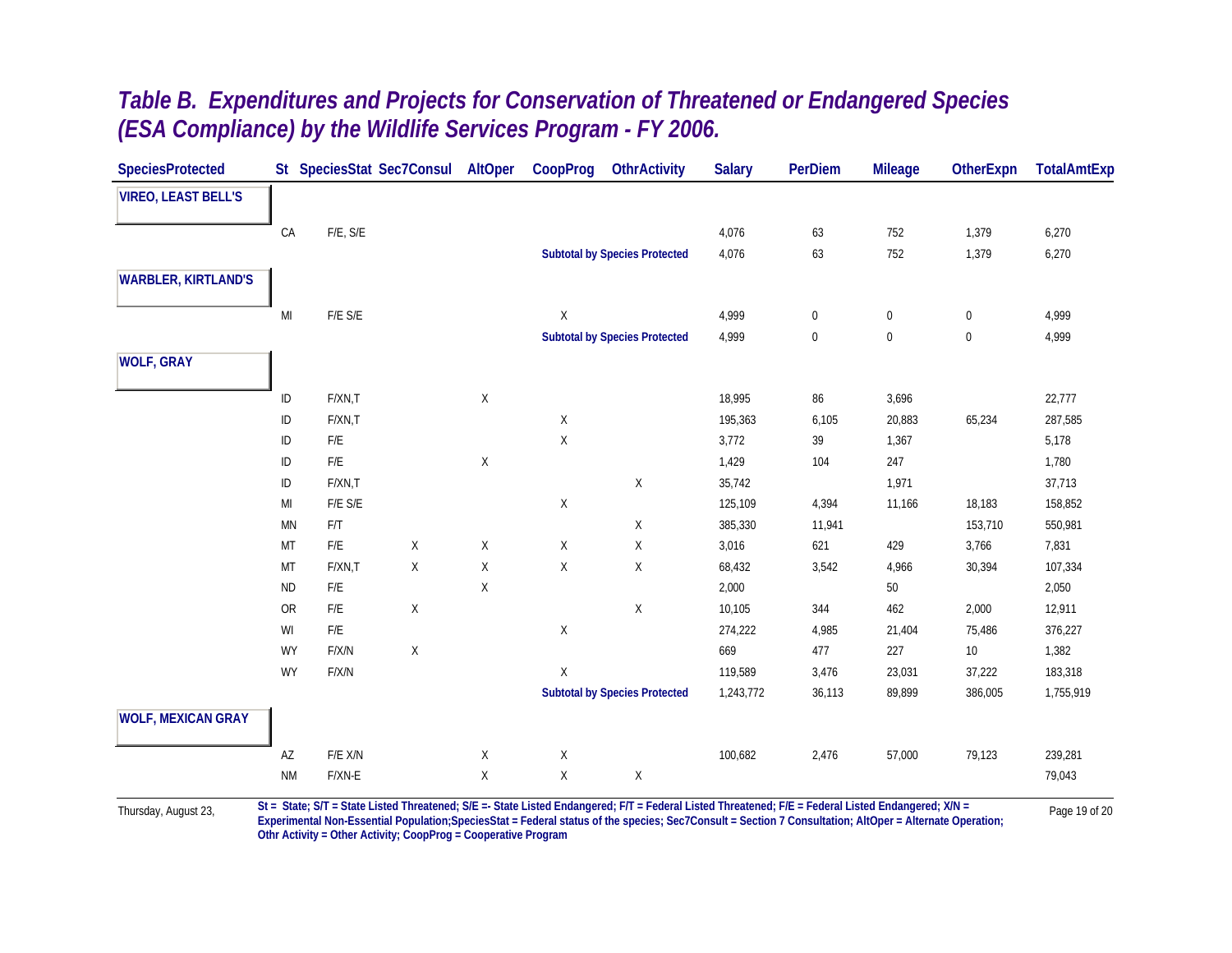# Table B. Expenditures and Projects for Conservation of Threatened or Endangered Species (ESA Compliance) by the Wildlife Services Program - FY 2006.

| SpeciesProtected | St | SpeciesStat | Sec7Consul | AltOper | CoopProg | OthrActivity | Salary | PerDiem | Mileage | OtherExpn | TotalAmtExp |
|---|---|---|---|---|---|---|---|---|---|---|---|
| **VIREO, LEAST BELL'S** | | | | | | | | | | | |
| | CA | F/E, S/E | | | | | 4,076 | 63 | 752 | 1,379 | 6,270 |
| | | | | | **Subtotal by Species Protected** | | 4,076 | 63 | 752 | 1,379 | 6,270 |
| **WARBLER, KIRTLAND'S** | | | | | | | | | | | |
| | MI | F/E S/E | | | X | | 4,999 | 0 | 0 | 0 | 4,999 |
| | | | | | **Subtotal by Species Protected** | | 4,999 | 0 | 0 | 0 | 4,999 |
| **WOLF, GRAY** | | | | | | | | | | | |
| | ID | F/XN,T | | X | | | 18,995 | 86 | 3,696 | | 22,777 |
| | ID | F/XN,T | | | X | | 195,363 | 6,105 | 20,883 | 65,234 | 287,585 |
| | ID | F/E | | | X | | 3,772 | 39 | 1,367 | | 5,178 |
| | ID | F/E | | X | | | 1,429 | 104 | 247 | | 1,780 |
| | ID | F/XN,T | | | | X | 35,742 | | 1,971 | | 37,713 |
| | MI | F/E S/E | | | X | | 125,109 | 4,394 | 11,166 | 18,183 | 158,852 |
| | MN | F/T | | | | X | 385,330 | 11,941 | | 153,710 | 550,981 |
| | MT | F/E | X | X | X | X | 3,016 | 621 | 429 | 3,766 | 7,831 |
| | MT | F/XN,T | X | X | X | X | 68,432 | 3,542 | 4,966 | 30,394 | 107,334 |
| | ND | F/E | | X | | | 2,000 | | 50 | | 2,050 |
| | OR | F/E | X | | | X | 10,105 | 344 | 462 | 2,000 | 12,911 |
| | WI | F/E | | | X | | 274,222 | 4,985 | 21,404 | 75,486 | 376,227 |
| | WY | F/X/N | X | | | | 669 | 477 | 227 | 10 | 1,382 |
| | WY | F/X/N | | | X | | 119,589 | 3,476 | 23,031 | 37,222 | 183,318 |
| | | | | | **Subtotal by Species Protected** | | 1,243,772 | 36,113 | 89,899 | 386,005 | 1,755,919 |
| **WOLF, MEXICAN GRAY** | | | | | | | | | | | |
| | AZ | F/E X/N | | X | X | | 100,682 | 2,476 | 57,000 | 79,123 | 239,281 |
| | NM | F/XN-E | | X | X | X | | | | | 79,043 |

Thursday, August 23,

St = State; S/T = State Listed Threatened; S/E =- State Listed Endangered; F/T = Federal Listed Threatened; F/E = Federal Listed Endangered; X/N = Experimental Non-Essential Population;SpeciesStat = Federal status of the species; Sec7Consult = Section 7 Consultation; AltOper = Alternate Operation; Othr Activity = Other Activity; CoopProg = Cooperative Program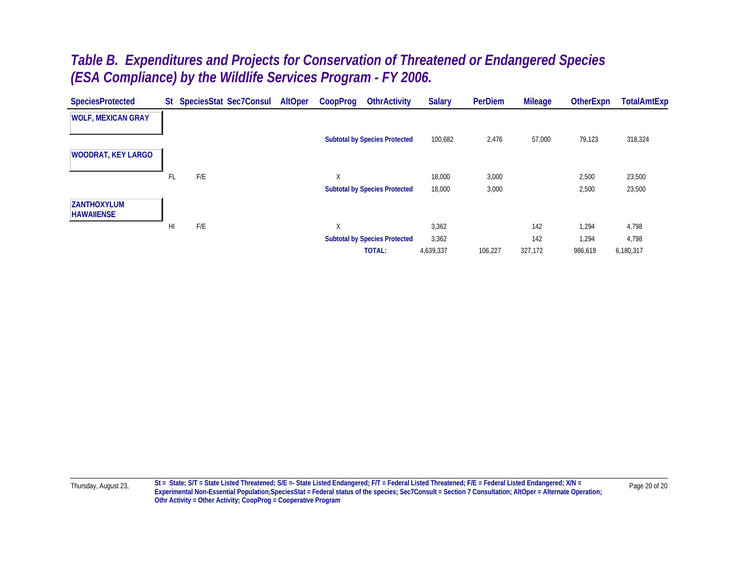# *Table B. Expenditures and Projects for Conservation of Threatened or Endangered Species (ESA Compliance) by the Wildlife Services Program - FY 2006.*

| SpeciesProtected | St | SpeciesStat | Sec7Consul | AltOper | CoopProg | OthrActivity | Salary | PerDiem | Mileage | OtherExpn | TotalAmtExp |
|---|---|---|---|---|---|---|---|---|---|---|---|
| **WOLF, MEXICAN GRAY** | | | | | | | | | | | |
| | | | | | | **Subtotal by Species Protected** | 100,682 | 2,476 | 57,000 | 79,123 | 318,324 |
| **WOODRAT, KEY LARGO** | | | | | | | | | | | |
| | FL | F/E | | | X | | 18,000 | 3,000 | | 2,500 | 23,500 |
| | | | | | | **Subtotal by Species Protected** | 18,000 | 3,000 | | 2,500 | 23,500 |
| **ZANTHOXYLUM HAWAIIENSE** | | | | | | | | | | | |
| | HI | F/E | | | X | | 3,362 | | 142 | 1,294 | 4,798 |
| | | | | | | **Subtotal by Species Protected** | 3,362 | | 142 | 1,294 | 4,798 |
| | | | | | | **TOTAL:** | 4,639,337 | 106,227 | 327,172 | 986,619 | 6,180,317 |

Thursday, August 23,

**St = State; S/T = State Listed Threatened; S/E =- State Listed Endangered; F/T = Federal Listed Threatened; F/E = Federal Listed Endangered; X/N = Experimental Non-Essential Population;SpeciesStat = Federal status of the species; Sec7Consult = Section 7 Consultation; AltOper = Alternate Operation; Othr Activity = Other Activity; CoopProg = Cooperative Program**